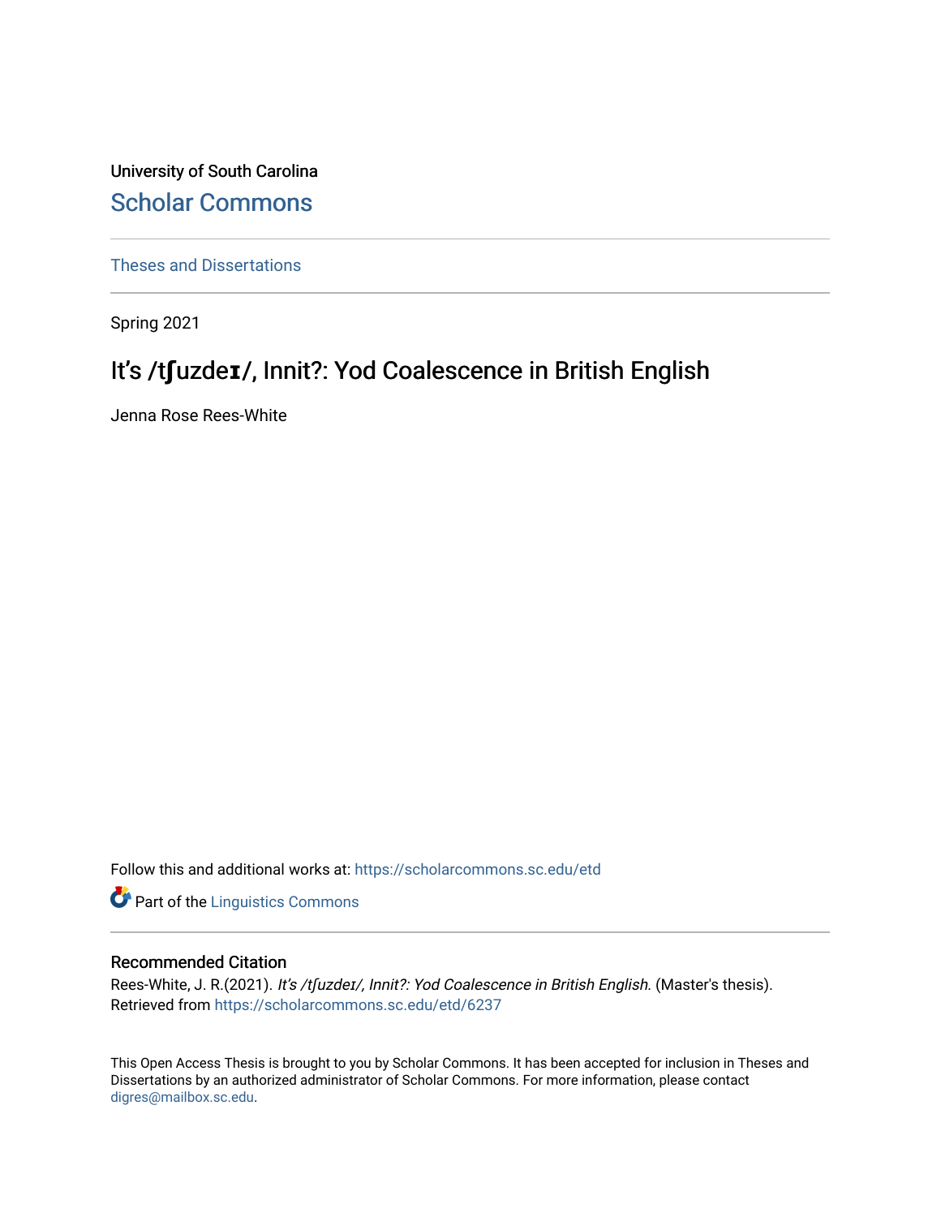University of South Carolina

Scholar Commons

Theses and Dissertations

Spring 2021

# It's /tʃuzdeɪ/, Innit?: Yod Coalescence in British English

Jenna Rose Rees-White

Follow this and additional works at: https://scholarcommons.sc.edu/etd

Part of the Linguistics Commons

## Recommended Citation

Rees-White, J. R.(2021). *It's /tʃuzdeɪ/, Innit?: Yod Coalescence in British English.* (Master's thesis). Retrieved from https://scholarcommons.sc.edu/etd/6237

This Open Access Thesis is brought to you by Scholar Commons. It has been accepted for inclusion in Theses and Dissertations by an authorized administrator of Scholar Commons. For more information, please contact digres@mailbox.sc.edu.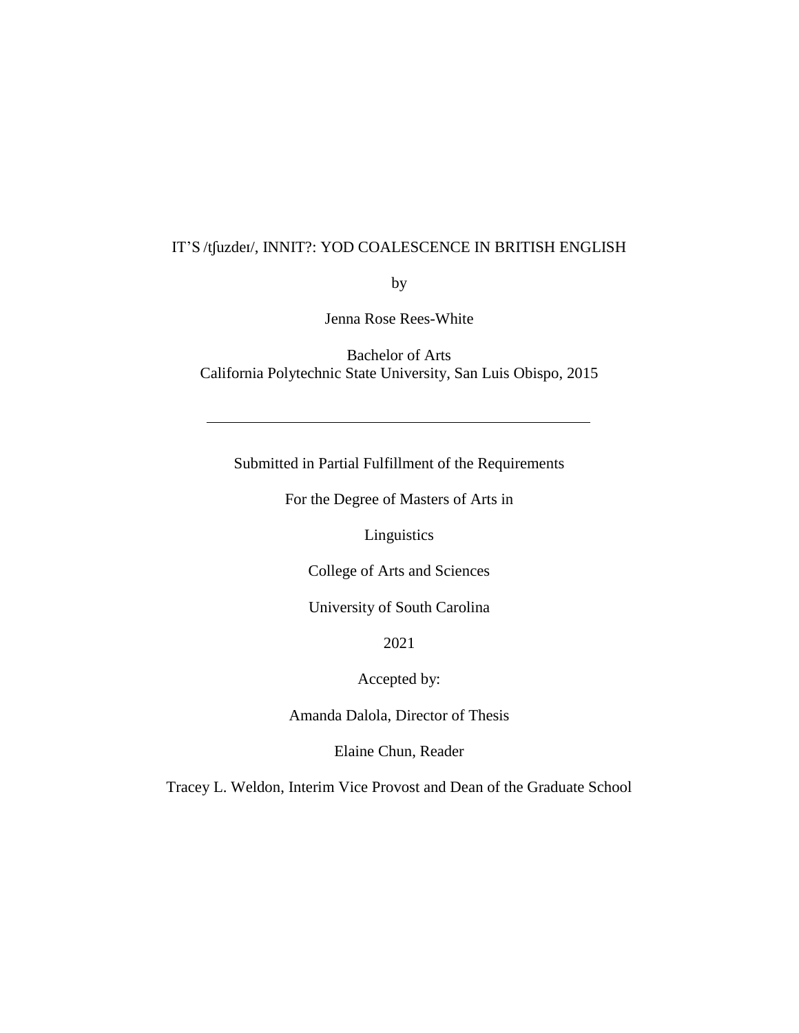IT'S /tʃuzdeɪ/, INNIT?: YOD COALESCENCE IN BRITISH ENGLISH

by

Jenna Rose Rees-White

Bachelor of Arts
California Polytechnic State University, San Luis Obispo, 2015

---

Submitted in Partial Fulfillment of the Requirements

For the Degree of Masters of Arts in

Linguistics

College of Arts and Sciences

University of South Carolina

2021

Accepted by:

Amanda Dalola, Director of Thesis

Elaine Chun, Reader

Tracey L. Weldon, Interim Vice Provost and Dean of the Graduate School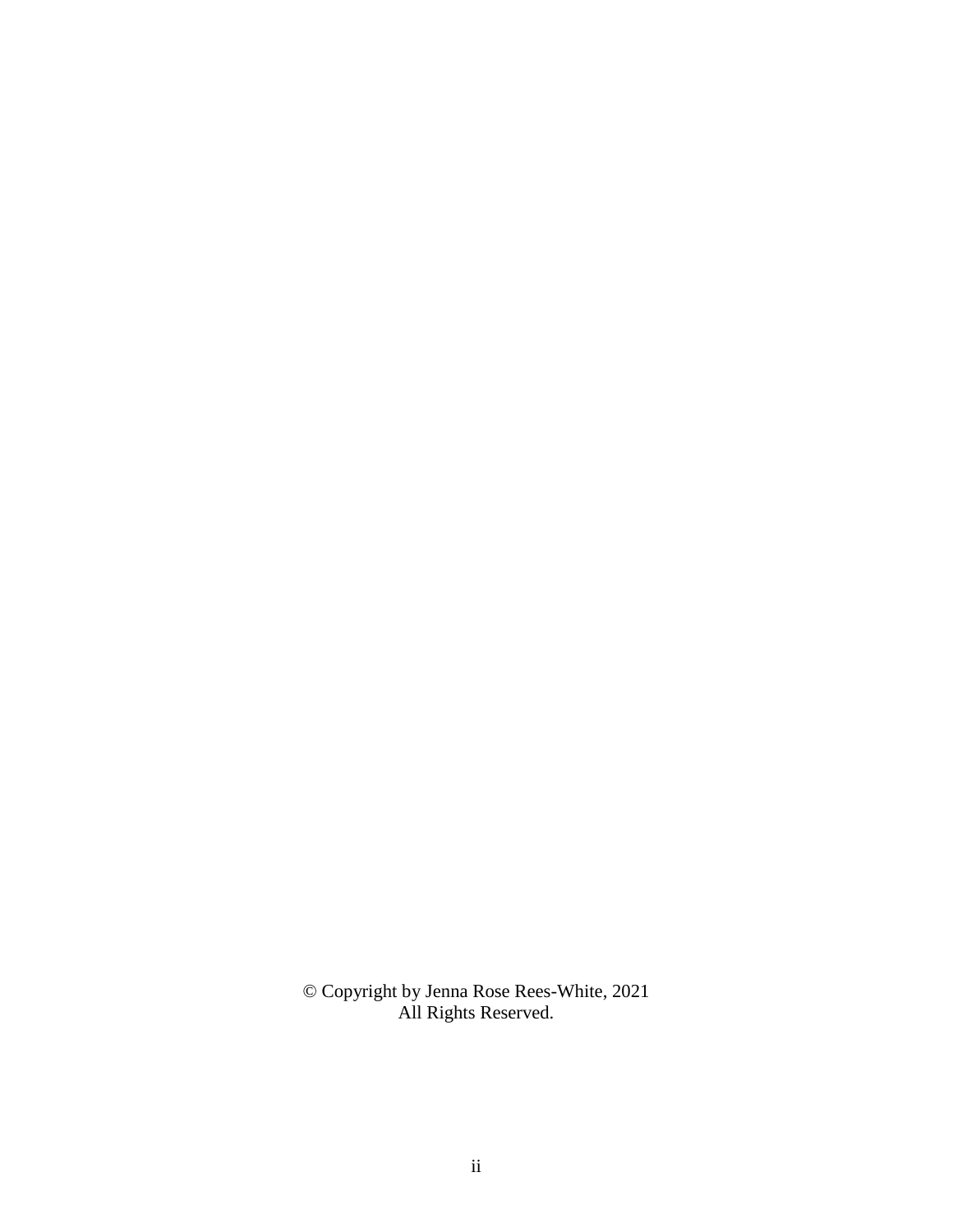© Copyright by Jenna Rose Rees-White, 2021
All Rights Reserved.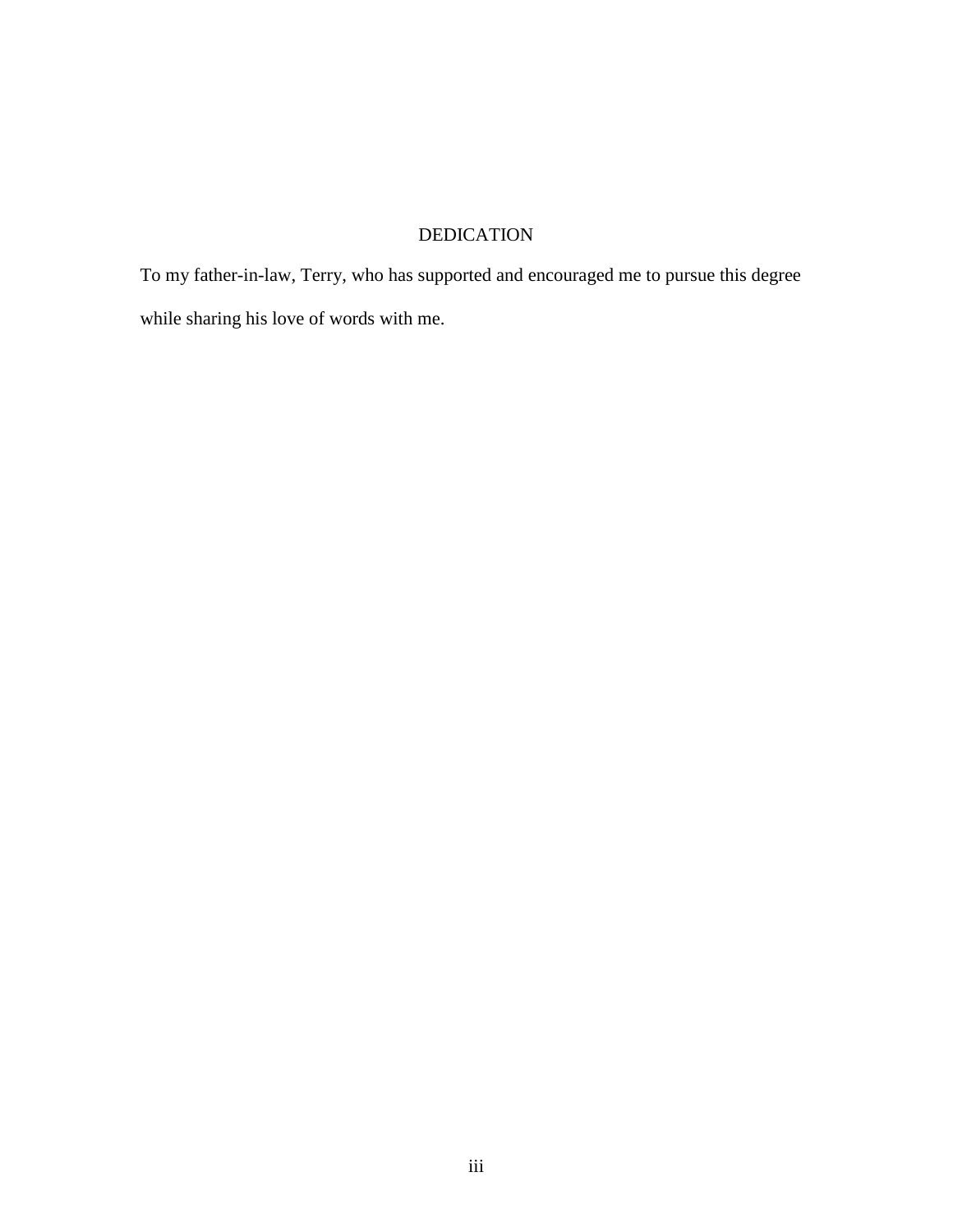# DEDICATION

To my father-in-law, Terry, who has supported and encouraged me to pursue this degree while sharing his love of words with me.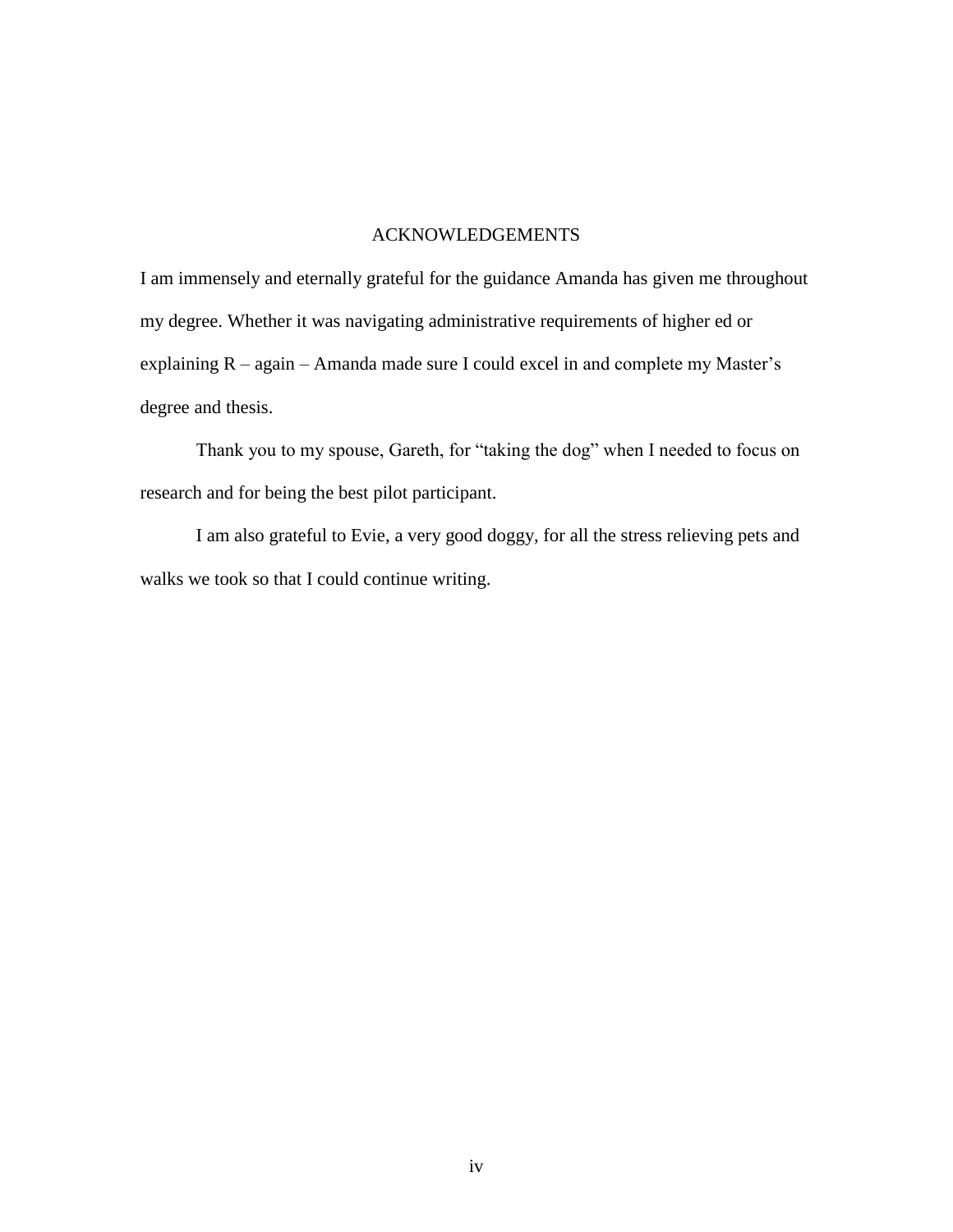# ACKNOWLEDGEMENTS

I am immensely and eternally grateful for the guidance Amanda has given me throughout my degree. Whether it was navigating administrative requirements of higher ed or explaining R – again – Amanda made sure I could excel in and complete my Master's degree and thesis.

Thank you to my spouse, Gareth, for "taking the dog" when I needed to focus on research and for being the best pilot participant.

I am also grateful to Evie, a very good doggy, for all the stress relieving pets and walks we took so that I could continue writing.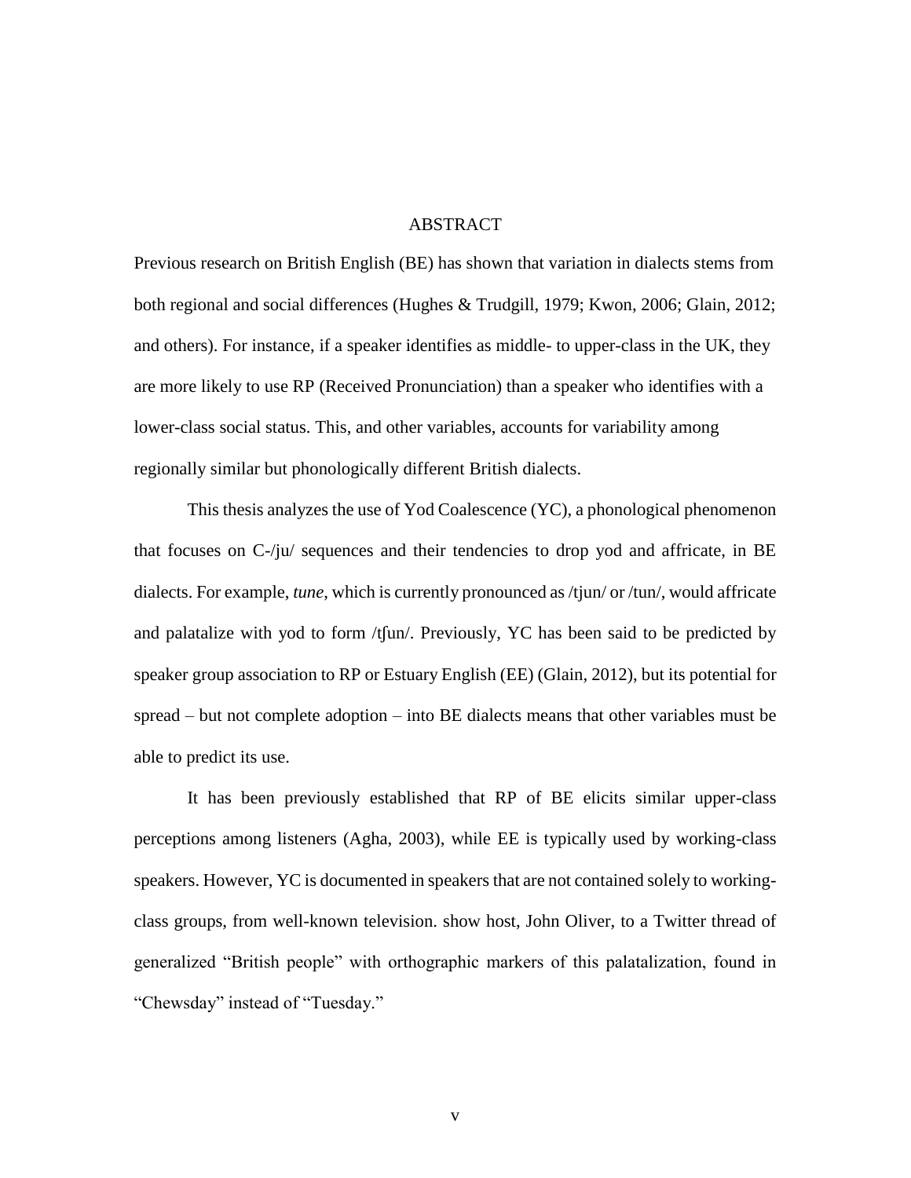# ABSTRACT

Previous research on British English (BE) has shown that variation in dialects stems from both regional and social differences (Hughes & Trudgill, 1979; Kwon, 2006; Glain, 2012; and others). For instance, if a speaker identifies as middle- to upper-class in the UK, they are more likely to use RP (Received Pronunciation) than a speaker who identifies with a lower-class social status. This, and other variables, accounts for variability among regionally similar but phonologically different British dialects.

This thesis analyzes the use of Yod Coalescence (YC), a phonological phenomenon that focuses on C-/ju/ sequences and their tendencies to drop yod and affricate, in BE dialects. For example, *tune*, which is currently pronounced as /tjun/ or /tun/, would affricate and palatalize with yod to form /tʃun/. Previously, YC has been said to be predicted by speaker group association to RP or Estuary English (EE) (Glain, 2012), but its potential for spread – but not complete adoption – into BE dialects means that other variables must be able to predict its use.

It has been previously established that RP of BE elicits similar upper-class perceptions among listeners (Agha, 2003), while EE is typically used by working-class speakers. However, YC is documented in speakers that are not contained solely to working-class groups, from well-known television. show host, John Oliver, to a Twitter thread of generalized "British people" with orthographic markers of this palatalization, found in "Chewsday" instead of "Tuesday."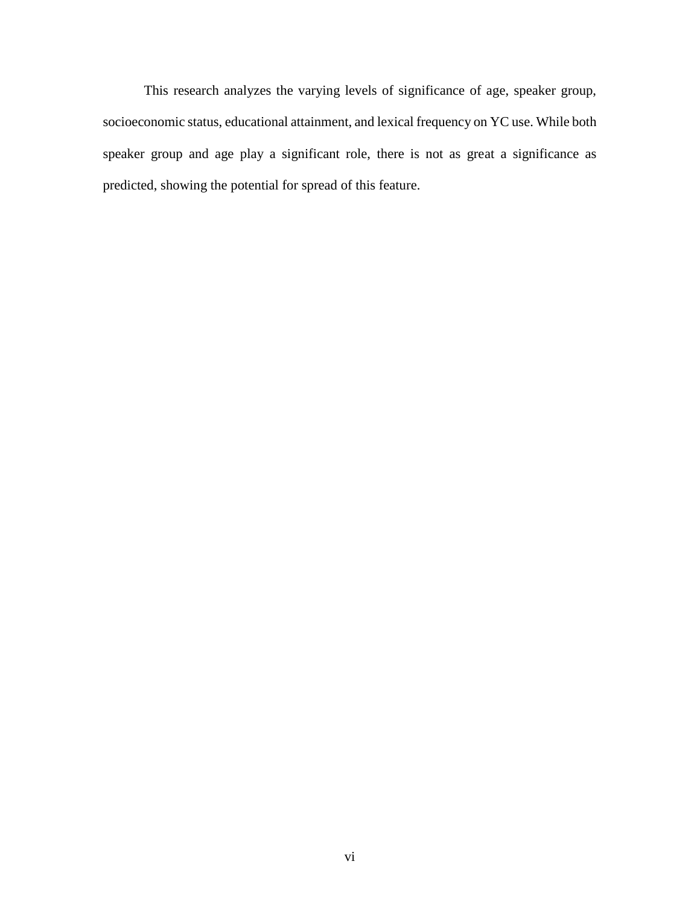This research analyzes the varying levels of significance of age, speaker group, socioeconomic status, educational attainment, and lexical frequency on YC use. While both speaker group and age play a significant role, there is not as great a significance as predicted, showing the potential for spread of this feature.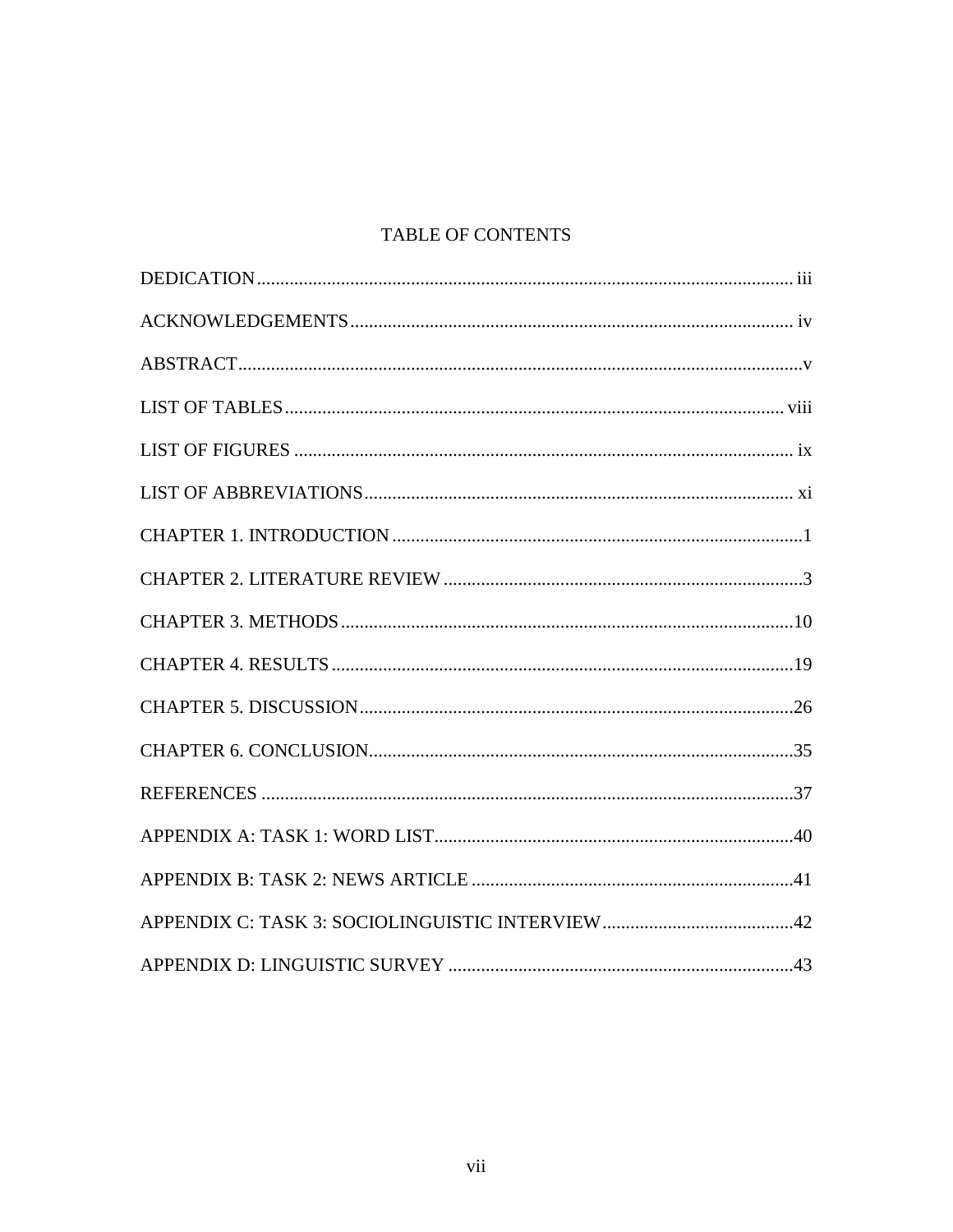# TABLE OF CONTENTS

DEDICATION .................................................................................................................. iii

ACKNOWLEDGEMENTS .............................................................................................. iv

ABSTRACT ........................................................................................................................v

LIST OF TABLES ........................................................................................................... viii

LIST OF FIGURES .......................................................................................................... ix

LIST OF ABBREVIATIONS ............................................................................................ xi

CHAPTER 1. INTRODUCTION ........................................................................................1

CHAPTER 2. LITERATURE REVIEW .............................................................................3

CHAPTER 3. METHODS .................................................................................................10

CHAPTER 4. RESULTS ...................................................................................................19

CHAPTER 5. DISCUSSION .............................................................................................26

CHAPTER 6. CONCLUSION ...........................................................................................35

REFERENCES ..................................................................................................................37

APPENDIX A: TASK 1: WORD LIST .............................................................................40

APPENDIX B: TASK 2: NEWS ARTICLE .....................................................................41

APPENDIX C: TASK 3: SOCIOLINGUISTIC INTERVIEW .........................................42

APPENDIX D: LINGUISTIC SURVEY ...........................................................................43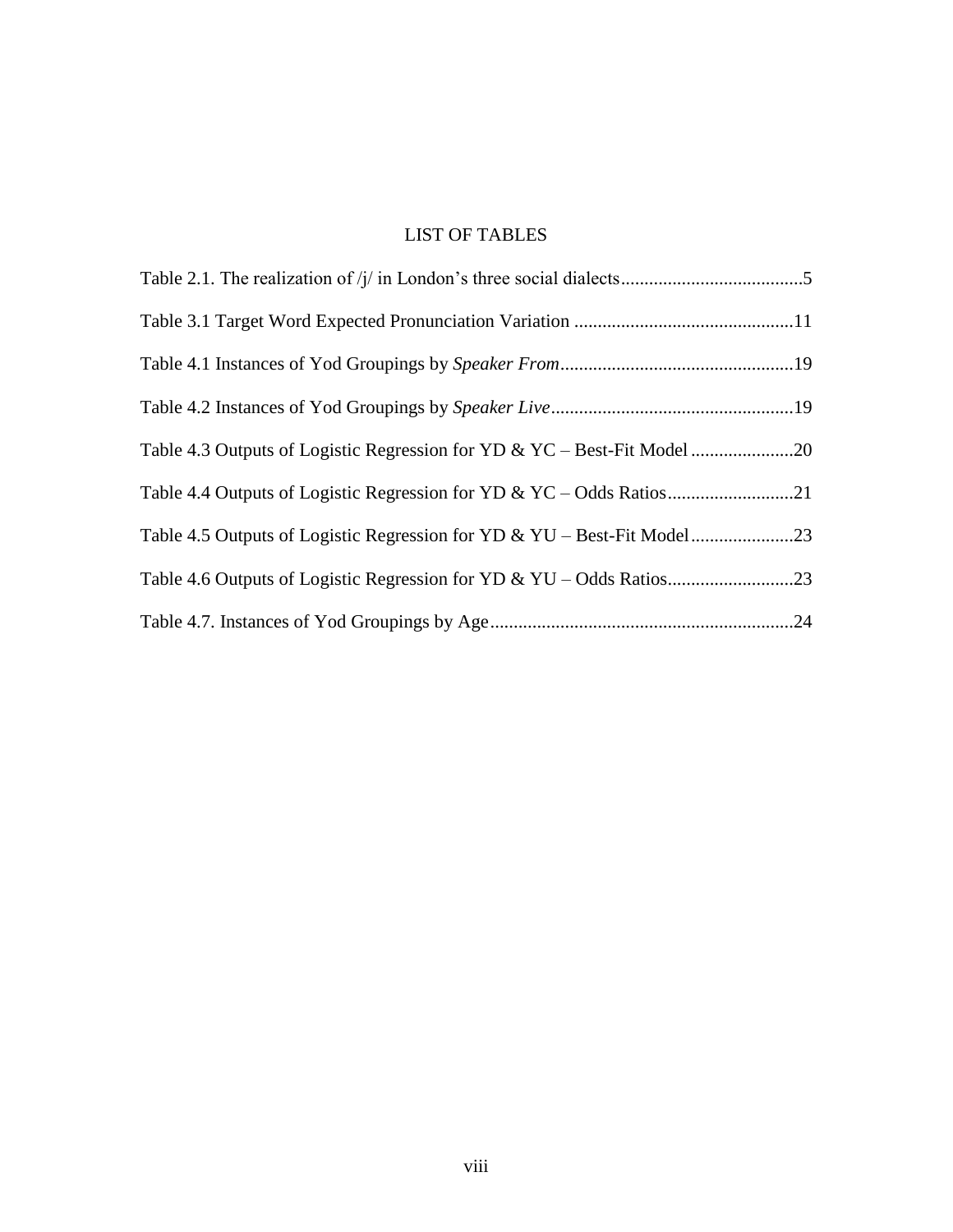# LIST OF TABLES

Table 2.1. The realization of /j/ in London's three social dialects.......................................5

Table 3.1 Target Word Expected Pronunciation Variation ...............................................11

Table 4.1 Instances of Yod Groupings by *Speaker From*..................................................19

Table 4.2 Instances of Yod Groupings by *Speaker Live*....................................................19

Table 4.3 Outputs of Logistic Regression for YD & YC – Best-Fit Model ......................20

Table 4.4 Outputs of Logistic Regression for YD & YC – Odds Ratios...........................21

Table 4.5 Outputs of Logistic Regression for YD & YU – Best-Fit Model......................23

Table 4.6 Outputs of Logistic Regression for YD & YU – Odds Ratios...........................23

Table 4.7. Instances of Yod Groupings by Age.................................................................24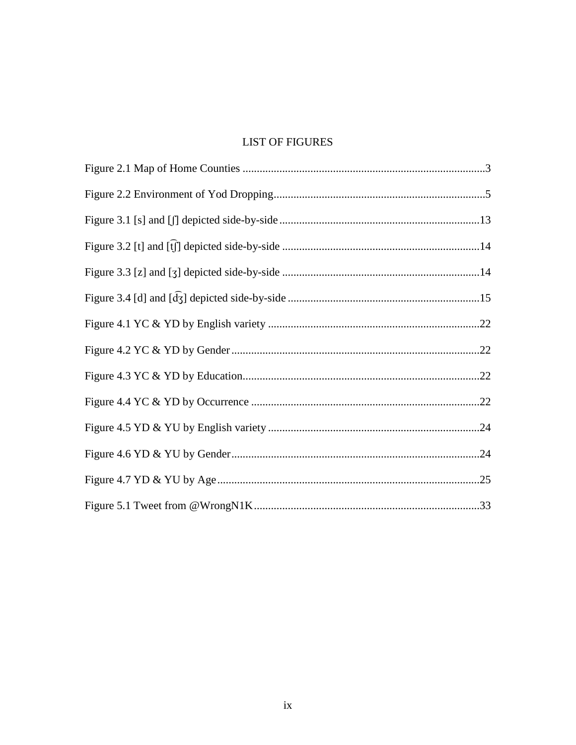# LIST OF FIGURES

Figure 2.1 Map of Home Counties .....................................................................................3

Figure 2.2 Environment of Yod Dropping...........................................................................5

Figure 3.1 [s] and [ʃ] depicted side-by-side.......................................................................13

Figure 3.2 [t] and [t͡ʃ] depicted side-by-side ......................................................................14

Figure 3.3 [z] and [ʒ] depicted side-by-side ......................................................................14

Figure 3.4 [d] and [d͡ʒ] depicted side-by-side ....................................................................15

Figure 4.1 YC & YD by English variety ...........................................................................22

Figure 4.2 YC & YD by Gender........................................................................................22

Figure 4.3 YC & YD by Education....................................................................................22

Figure 4.4 YC & YD by Occurrence .................................................................................22

Figure 4.5 YD & YU by English variety ...........................................................................24

Figure 4.6 YD & YU by Gender........................................................................................24

Figure 4.7 YD & YU by Age.............................................................................................25

Figure 5.1 Tweet from @WrongN1K................................................................................33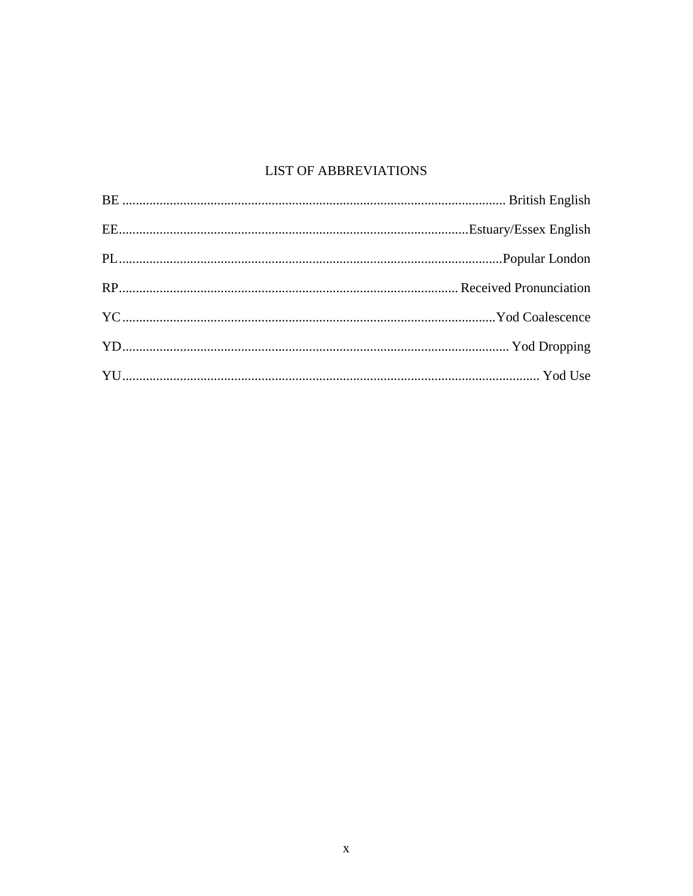# LIST OF ABBREVIATIONS

BE ................................................................................................................ British English

EE......................................................................................................Estuary/Essex English

PL................................................................................................................Popular London

RP.................................................................................................. Received Pronunciation

YC.............................................................................................................Yod Coalescence

YD................................................................................................................. Yod Dropping

YU.......................................................................................................................... Yod Use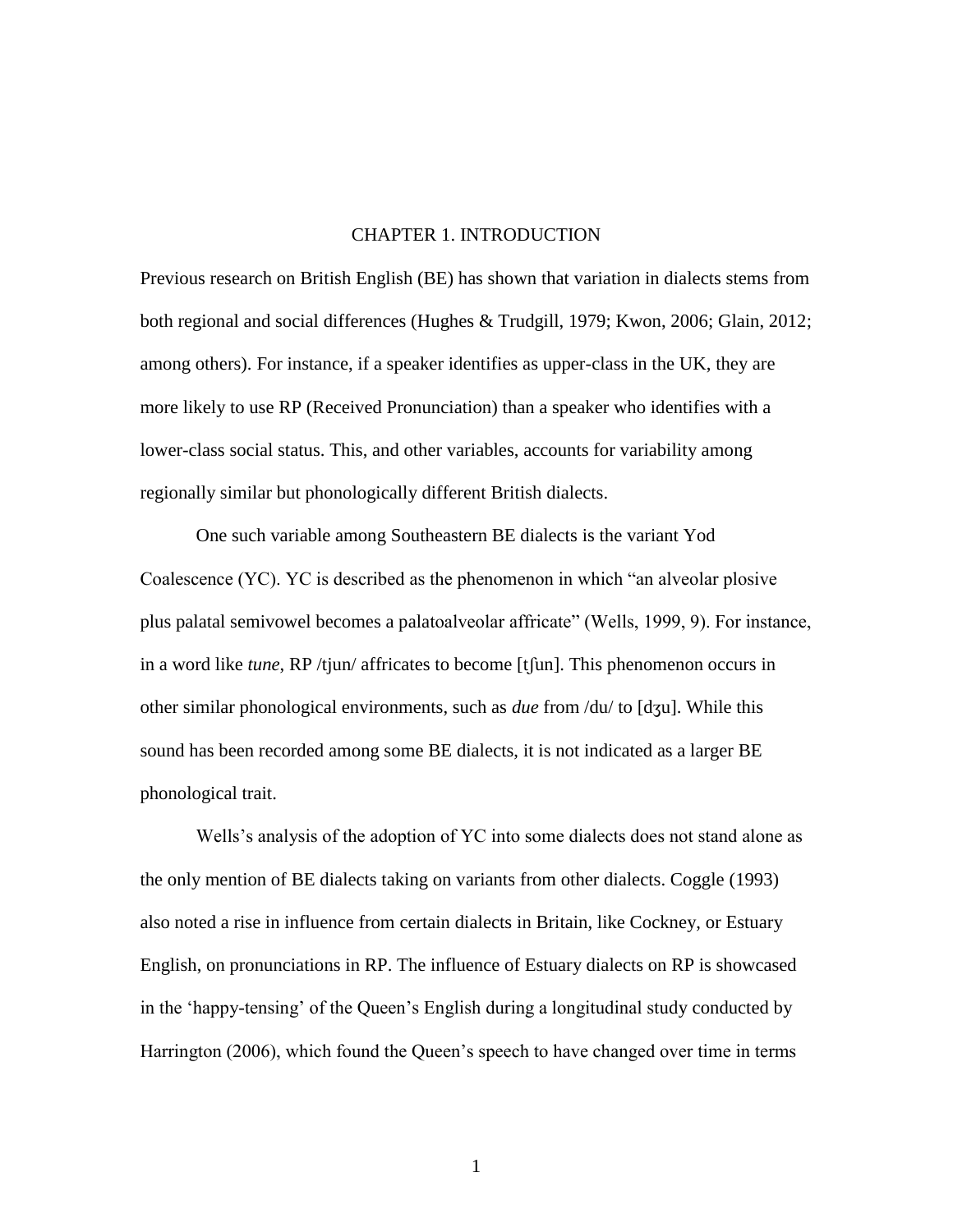# CHAPTER 1. INTRODUCTION

Previous research on British English (BE) has shown that variation in dialects stems from both regional and social differences (Hughes & Trudgill, 1979; Kwon, 2006; Glain, 2012; among others). For instance, if a speaker identifies as upper-class in the UK, they are more likely to use RP (Received Pronunciation) than a speaker who identifies with a lower-class social status. This, and other variables, accounts for variability among regionally similar but phonologically different British dialects.

One such variable among Southeastern BE dialects is the variant Yod Coalescence (YC). YC is described as the phenomenon in which "an alveolar plosive plus palatal semivowel becomes a palatoalveolar affricate" (Wells, 1999, 9). For instance, in a word like *tune*, RP /tjun/ affricates to become [tʃun]. This phenomenon occurs in other similar phonological environments, such as *due* from /du/ to [dʒu]. While this sound has been recorded among some BE dialects, it is not indicated as a larger BE phonological trait.

Wells's analysis of the adoption of YC into some dialects does not stand alone as the only mention of BE dialects taking on variants from other dialects. Coggle (1993) also noted a rise in influence from certain dialects in Britain, like Cockney, or Estuary English, on pronunciations in RP. The influence of Estuary dialects on RP is showcased in the 'happy-tensing' of the Queen's English during a longitudinal study conducted by Harrington (2006), which found the Queen's speech to have changed over time in terms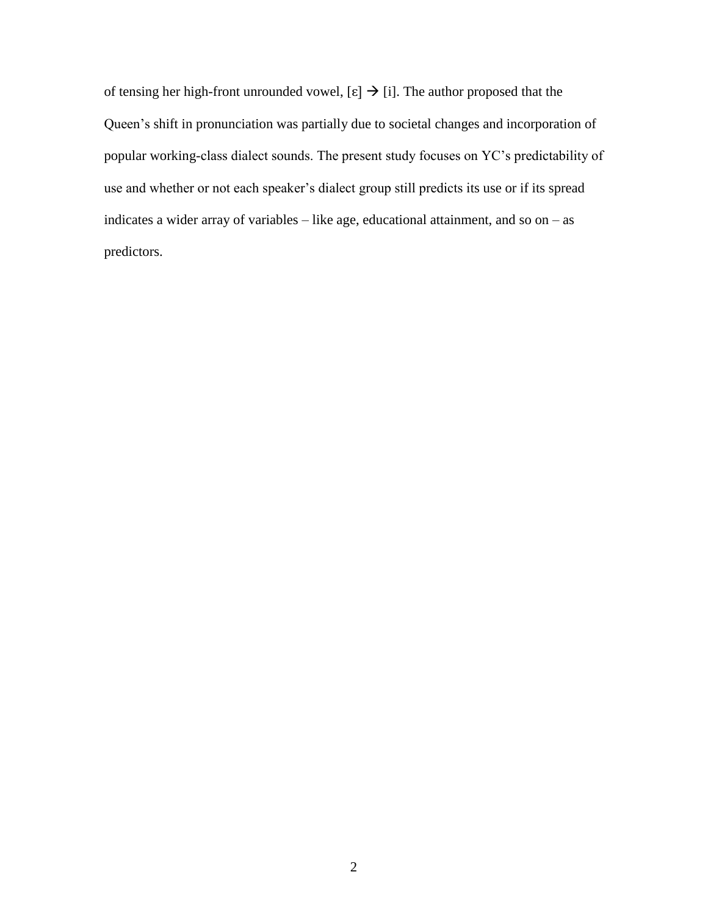of tensing her high-front unrounded vowel, [ɛ] → [i]. The author proposed that the Queen's shift in pronunciation was partially due to societal changes and incorporation of popular working-class dialect sounds. The present study focuses on YC's predictability of use and whether or not each speaker's dialect group still predicts its use or if its spread indicates a wider array of variables – like age, educational attainment, and so on – as predictors.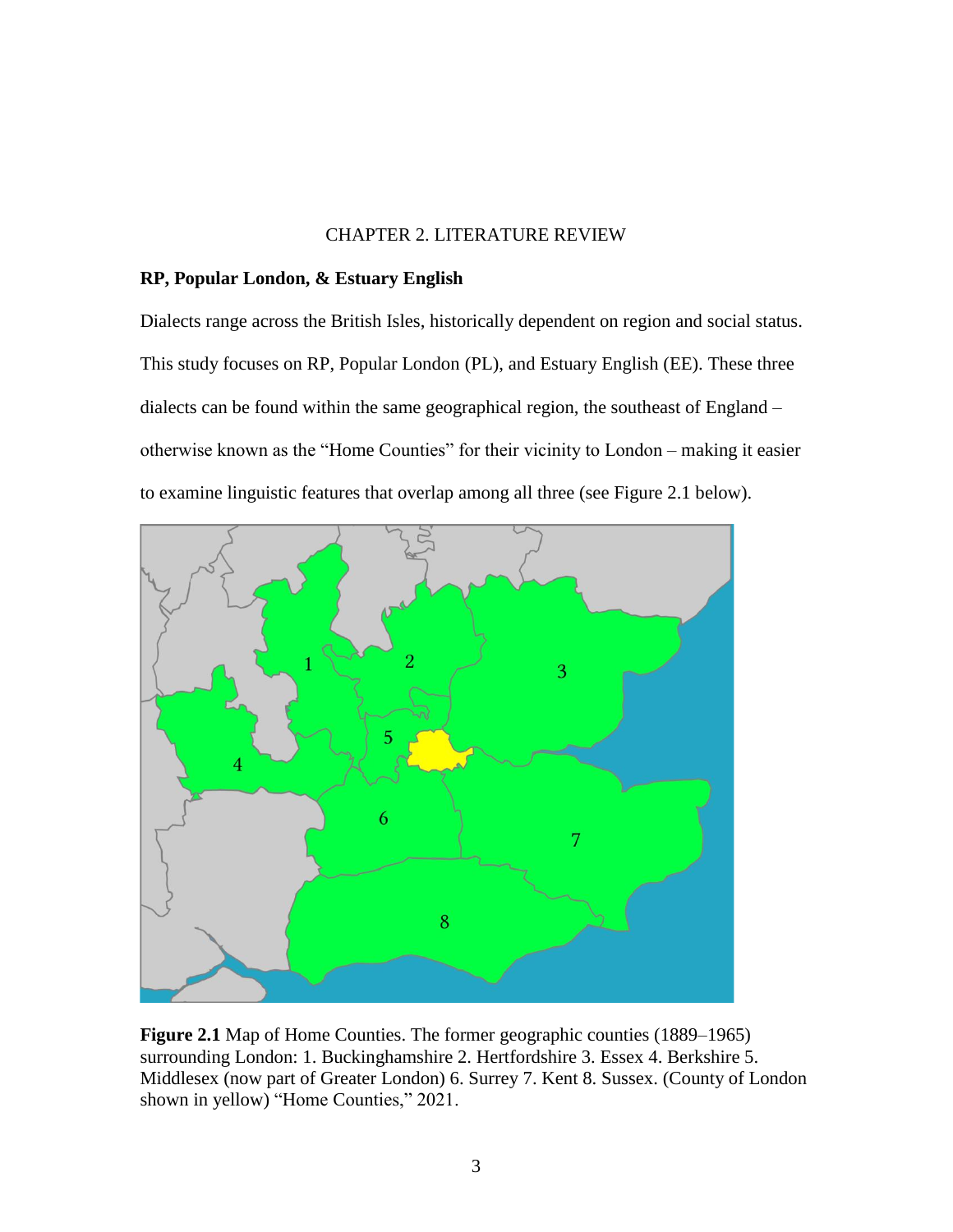# CHAPTER 2. LITERATURE REVIEW

## RP, Popular London, & Estuary English

Dialects range across the British Isles, historically dependent on region and social status. This study focuses on RP, Popular London (PL), and Estuary English (EE). These three dialects can be found within the same geographical region, the southeast of England – otherwise known as the "Home Counties" for their vicinity to London – making it easier to examine linguistic features that overlap among all three (see Figure 2.1 below).

**Figure 2.1** Map of Home Counties. The former geographic counties (1889–1965) surrounding London: 1. Buckinghamshire 2. Hertfordshire 3. Essex 4. Berkshire 5. Middlesex (now part of Greater London) 6. Surrey 7. Kent 8. Sussex. (County of London shown in yellow) "Home Counties," 2021.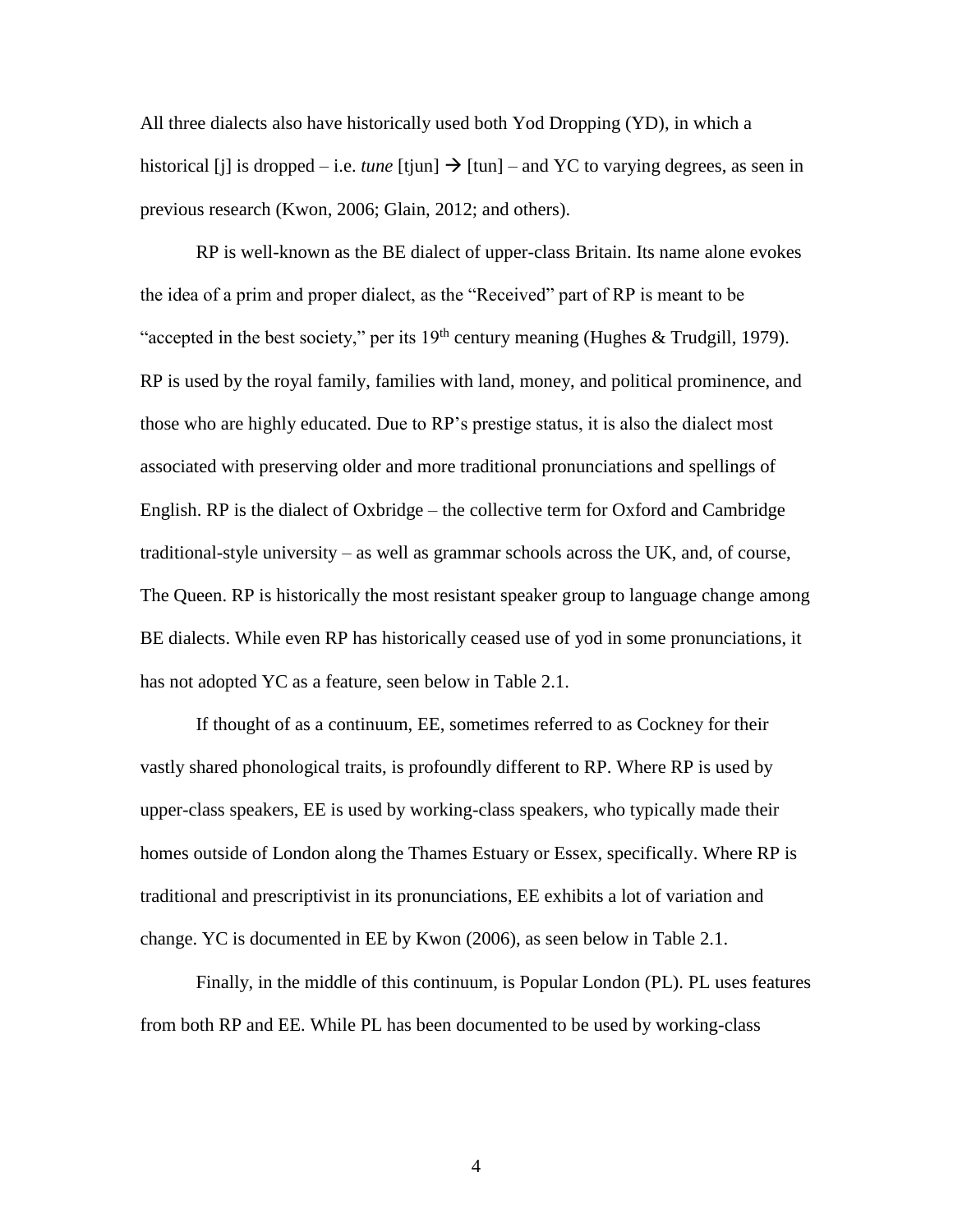All three dialects also have historically used both Yod Dropping (YD), in which a historical [j] is dropped – i.e. *tune* [tjun] → [tun] – and YC to varying degrees, as seen in previous research (Kwon, 2006; Glain, 2012; and others).

RP is well-known as the BE dialect of upper-class Britain. Its name alone evokes the idea of a prim and proper dialect, as the "Received" part of RP is meant to be "accepted in the best society," per its 19th century meaning (Hughes & Trudgill, 1979). RP is used by the royal family, families with land, money, and political prominence, and those who are highly educated. Due to RP's prestige status, it is also the dialect most associated with preserving older and more traditional pronunciations and spellings of English. RP is the dialect of Oxbridge – the collective term for Oxford and Cambridge traditional-style university – as well as grammar schools across the UK, and, of course, The Queen. RP is historically the most resistant speaker group to language change among BE dialects. While even RP has historically ceased use of yod in some pronunciations, it has not adopted YC as a feature, seen below in Table 2.1.

If thought of as a continuum, EE, sometimes referred to as Cockney for their vastly shared phonological traits, is profoundly different to RP. Where RP is used by upper-class speakers, EE is used by working-class speakers, who typically made their homes outside of London along the Thames Estuary or Essex, specifically. Where RP is traditional and prescriptivist in its pronunciations, EE exhibits a lot of variation and change. YC is documented in EE by Kwon (2006), as seen below in Table 2.1.

Finally, in the middle of this continuum, is Popular London (PL). PL uses features from both RP and EE. While PL has been documented to be used by working-class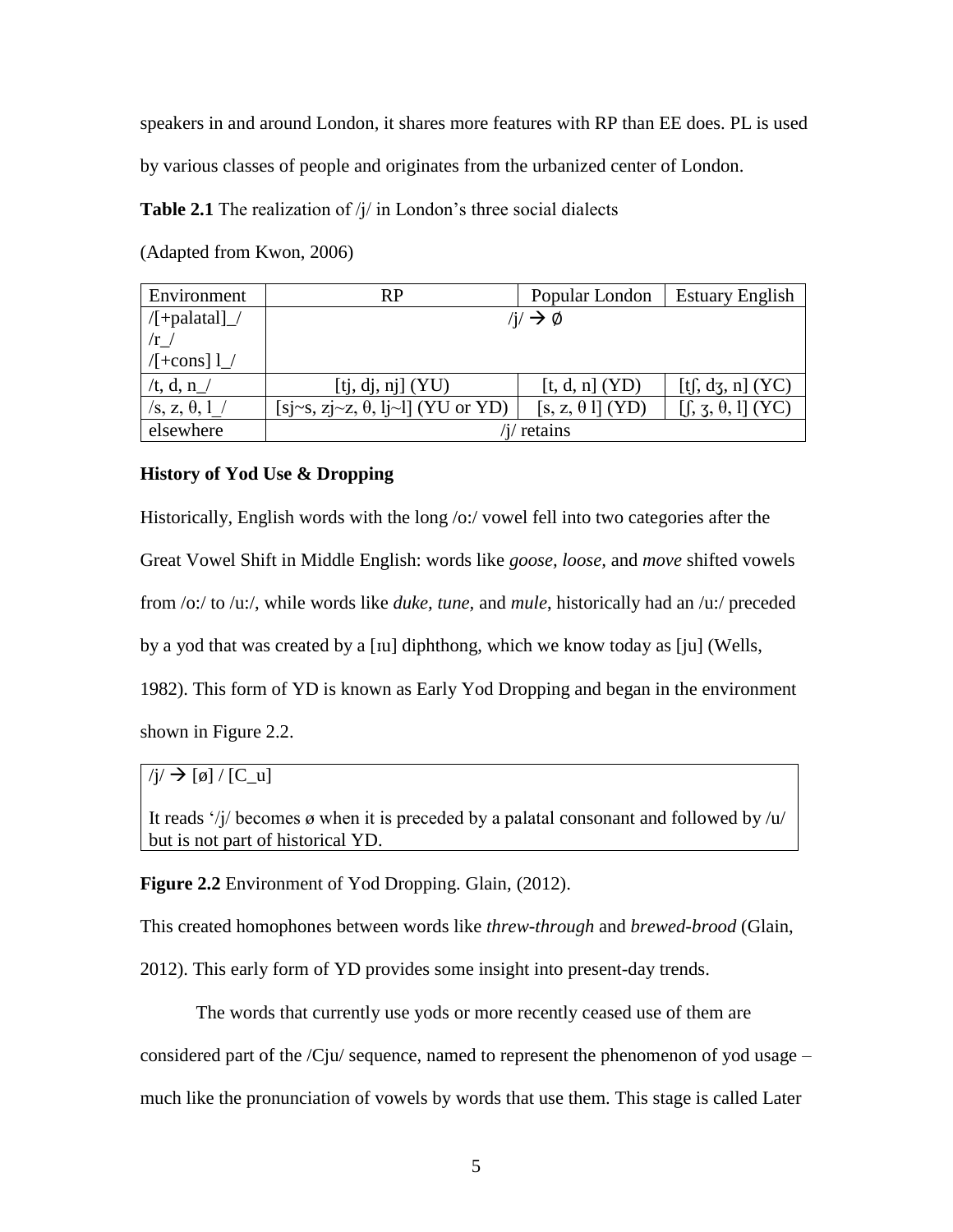speakers in and around London, it shares more features with RP than EE does. PL is used by various classes of people and originates from the urbanized center of London.

**Table 2.1** The realization of /j/ in London's three social dialects

(Adapted from Kwon, 2006)

| Environment | RP | Popular London | Estuary English |
|---|---|---|---|
| /[+palatal]_/<br>/r_/<br>/[+cons] l_/ | /j/ → ∅ | | |
| /t, d, n_/ | [tj, dj, nj] (YU) | [t, d, n] (YD) | [tʃ, dʒ, n] (YC) |
| /s, z, θ, l_/ | [sj~s, zj~z, θ, lj~l] (YU or YD) | [s, z, θ l] (YD) | [ʃ, ʒ, θ, l] (YC) |
| elsewhere | /j/ retains | | |

### History of Yod Use & Dropping

Historically, English words with the long /o:/ vowel fell into two categories after the Great Vowel Shift in Middle English: words like *goose, loose,* and *move* shifted vowels from /o:/ to /u:/, while words like *duke, tune,* and *mule*, historically had an /u:/ preceded by a yod that was created by a [ɪu] diphthong, which we know today as [ju] (Wells, 1982). This form of YD is known as Early Yod Dropping and began in the environment shown in Figure 2.2.

/j/ → [ø] / [C_u]

It reads '/j/ becomes ø when it is preceded by a palatal consonant and followed by /u/ but is not part of historical YD.

**Figure 2.2** Environment of Yod Dropping. Glain, (2012).

This created homophones between words like *threw-through* and *brewed-brood* (Glain, 2012). This early form of YD provides some insight into present-day trends.

The words that currently use yods or more recently ceased use of them are considered part of the /Cju/ sequence, named to represent the phenomenon of yod usage – much like the pronunciation of vowels by words that use them. This stage is called Later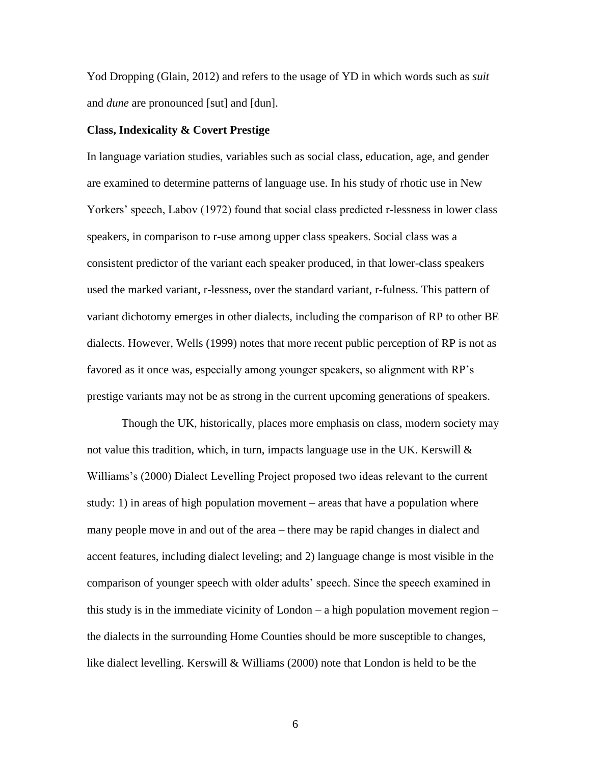Yod Dropping (Glain, 2012) and refers to the usage of YD in which words such as *suit* and *dune* are pronounced [sut] and [dun].

**Class, Indexicality & Covert Prestige**

In language variation studies, variables such as social class, education, age, and gender are examined to determine patterns of language use. In his study of rhotic use in New Yorkers' speech, Labov (1972) found that social class predicted r-lessness in lower class speakers, in comparison to r-use among upper class speakers. Social class was a consistent predictor of the variant each speaker produced, in that lower-class speakers used the marked variant, r-lessness, over the standard variant, r-fulness. This pattern of variant dichotomy emerges in other dialects, including the comparison of RP to other BE dialects. However, Wells (1999) notes that more recent public perception of RP is not as favored as it once was, especially among younger speakers, so alignment with RP's prestige variants may not be as strong in the current upcoming generations of speakers.

Though the UK, historically, places more emphasis on class, modern society may not value this tradition, which, in turn, impacts language use in the UK. Kerswill & Williams's (2000) Dialect Levelling Project proposed two ideas relevant to the current study: 1) in areas of high population movement – areas that have a population where many people move in and out of the area – there may be rapid changes in dialect and accent features, including dialect leveling; and 2) language change is most visible in the comparison of younger speech with older adults' speech. Since the speech examined in this study is in the immediate vicinity of London – a high population movement region – the dialects in the surrounding Home Counties should be more susceptible to changes, like dialect levelling. Kerswill & Williams (2000) note that London is held to be the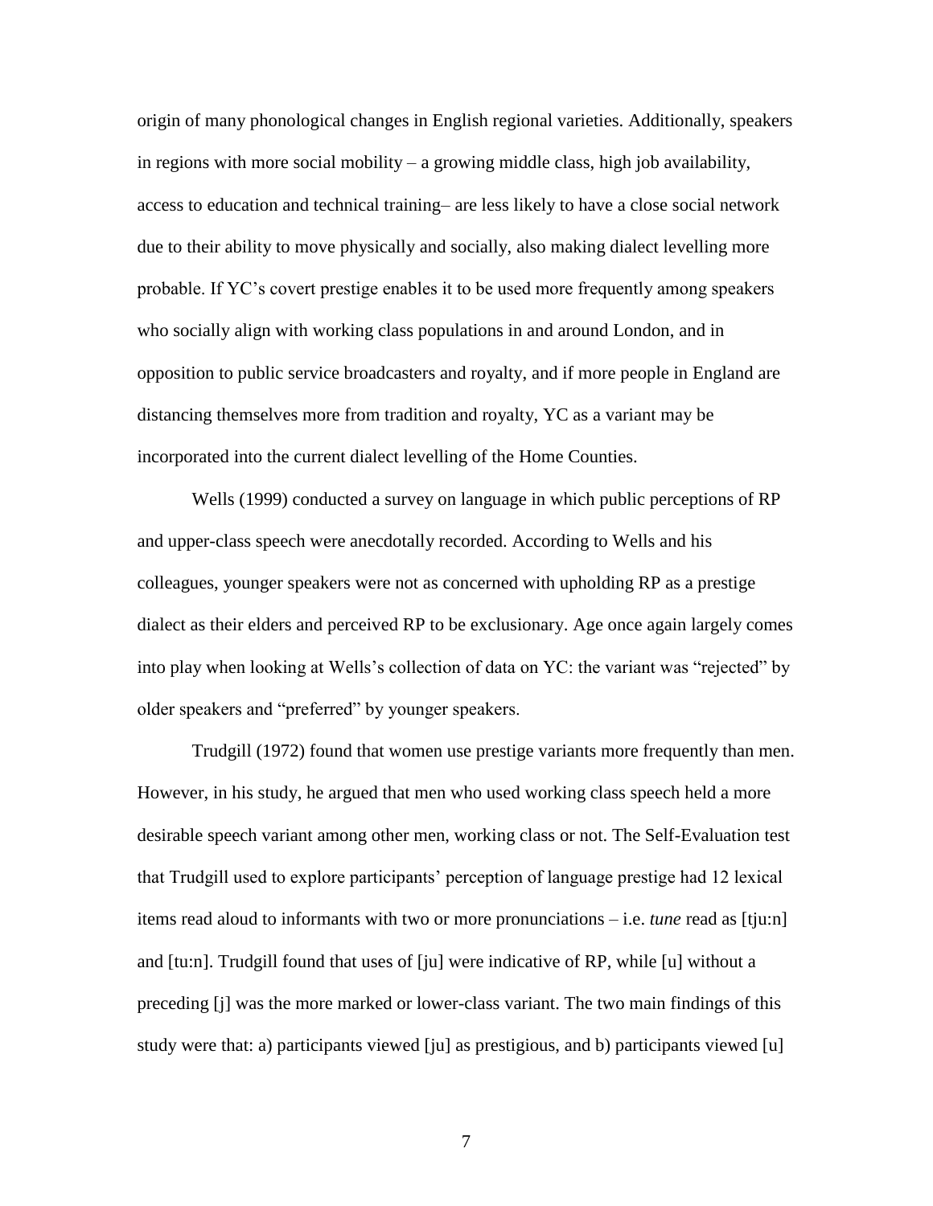origin of many phonological changes in English regional varieties. Additionally, speakers in regions with more social mobility – a growing middle class, high job availability, access to education and technical training– are less likely to have a close social network due to their ability to move physically and socially, also making dialect levelling more probable. If YC's covert prestige enables it to be used more frequently among speakers who socially align with working class populations in and around London, and in opposition to public service broadcasters and royalty, and if more people in England are distancing themselves more from tradition and royalty, YC as a variant may be incorporated into the current dialect levelling of the Home Counties.

Wells (1999) conducted a survey on language in which public perceptions of RP and upper-class speech were anecdotally recorded. According to Wells and his colleagues, younger speakers were not as concerned with upholding RP as a prestige dialect as their elders and perceived RP to be exclusionary. Age once again largely comes into play when looking at Wells's collection of data on YC: the variant was "rejected" by older speakers and "preferred" by younger speakers.

Trudgill (1972) found that women use prestige variants more frequently than men. However, in his study, he argued that men who used working class speech held a more desirable speech variant among other men, working class or not. The Self-Evaluation test that Trudgill used to explore participants' perception of language prestige had 12 lexical items read aloud to informants with two or more pronunciations – i.e. *tune* read as [tju:n] and [tu:n]. Trudgill found that uses of [ju] were indicative of RP, while [u] without a preceding [j] was the more marked or lower-class variant. The two main findings of this study were that: a) participants viewed [ju] as prestigious, and b) participants viewed [u]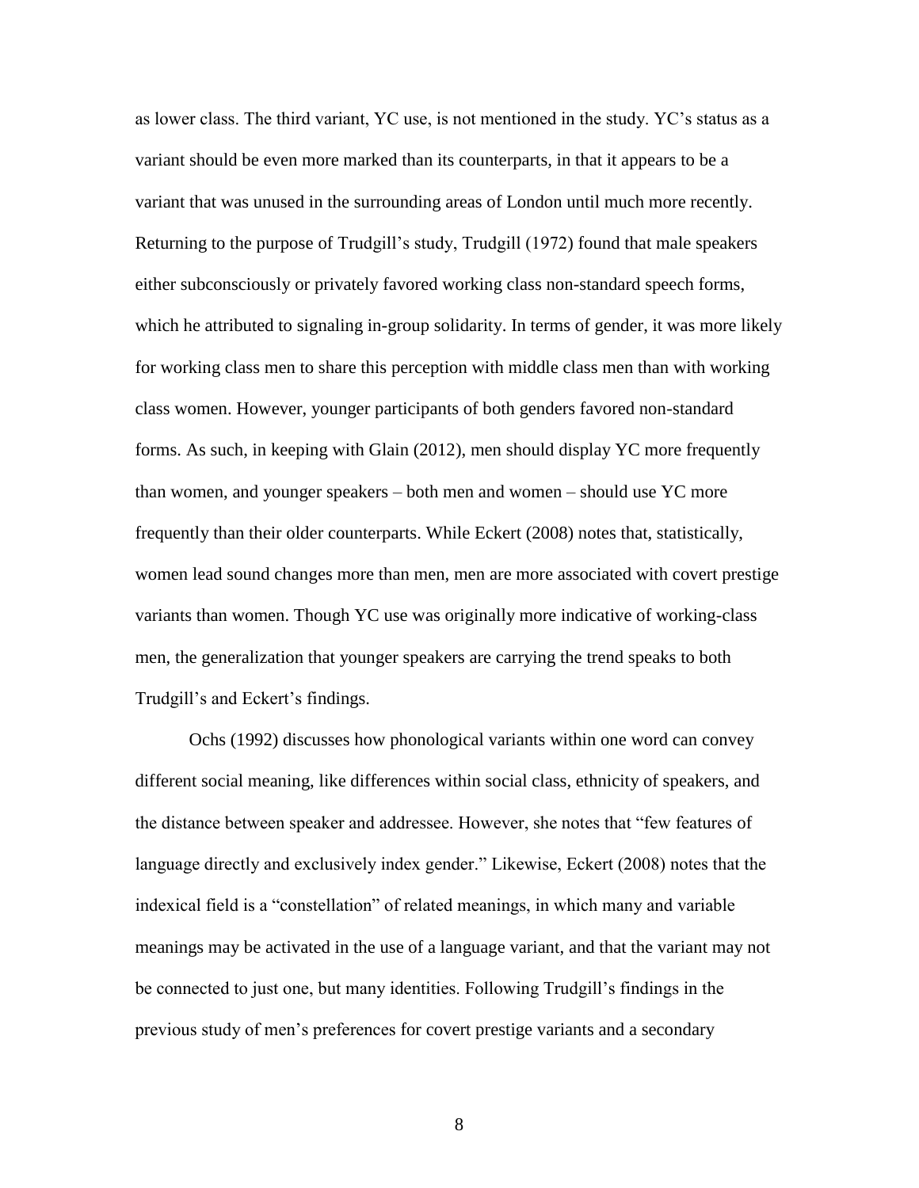as lower class. The third variant, YC use, is not mentioned in the study. YC's status as a variant should be even more marked than its counterparts, in that it appears to be a variant that was unused in the surrounding areas of London until much more recently. Returning to the purpose of Trudgill's study, Trudgill (1972) found that male speakers either subconsciously or privately favored working class non-standard speech forms, which he attributed to signaling in-group solidarity. In terms of gender, it was more likely for working class men to share this perception with middle class men than with working class women. However, younger participants of both genders favored non-standard forms. As such, in keeping with Glain (2012), men should display YC more frequently than women, and younger speakers – both men and women – should use YC more frequently than their older counterparts. While Eckert (2008) notes that, statistically, women lead sound changes more than men, men are more associated with covert prestige variants than women. Though YC use was originally more indicative of working-class men, the generalization that younger speakers are carrying the trend speaks to both Trudgill's and Eckert's findings.

Ochs (1992) discusses how phonological variants within one word can convey different social meaning, like differences within social class, ethnicity of speakers, and the distance between speaker and addressee. However, she notes that "few features of language directly and exclusively index gender." Likewise, Eckert (2008) notes that the indexical field is a "constellation" of related meanings, in which many and variable meanings may be activated in the use of a language variant, and that the variant may not be connected to just one, but many identities. Following Trudgill's findings in the previous study of men's preferences for covert prestige variants and a secondary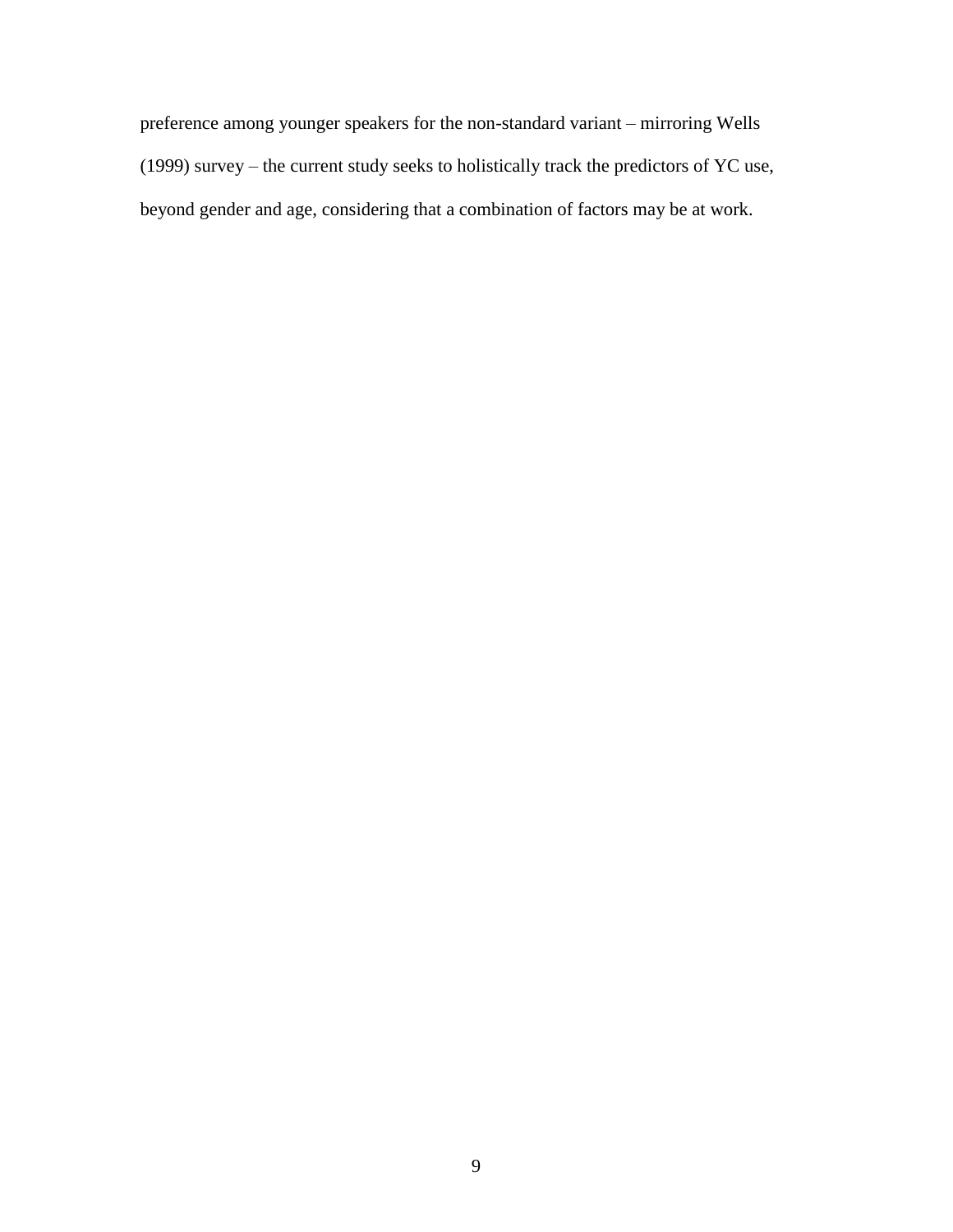preference among younger speakers for the non-standard variant – mirroring Wells (1999) survey – the current study seeks to holistically track the predictors of YC use, beyond gender and age, considering that a combination of factors may be at work.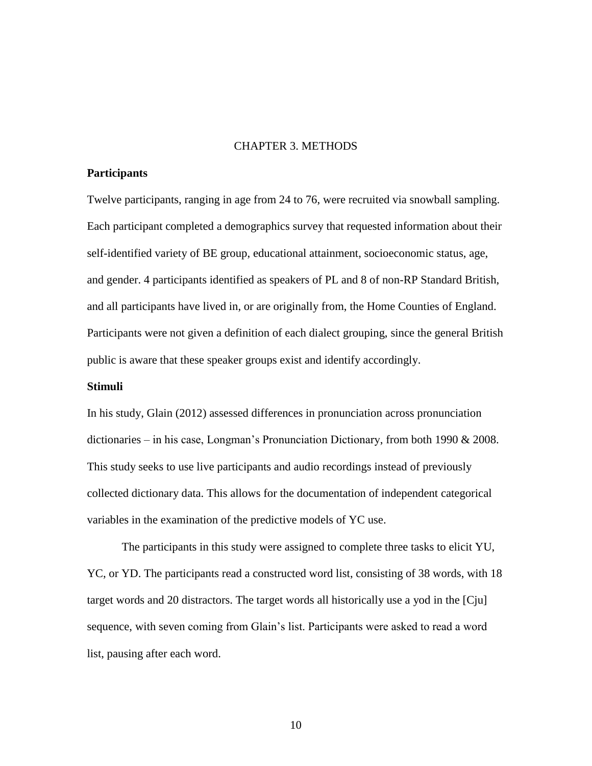# CHAPTER 3. METHODS

## Participants

Twelve participants, ranging in age from 24 to 76, were recruited via snowball sampling. Each participant completed a demographics survey that requested information about their self-identified variety of BE group, educational attainment, socioeconomic status, age, and gender. 4 participants identified as speakers of PL and 8 of non-RP Standard British, and all participants have lived in, or are originally from, the Home Counties of England. Participants were not given a definition of each dialect grouping, since the general British public is aware that these speaker groups exist and identify accordingly.

## Stimuli

In his study, Glain (2012) assessed differences in pronunciation across pronunciation dictionaries – in his case, Longman's Pronunciation Dictionary, from both 1990 & 2008. This study seeks to use live participants and audio recordings instead of previously collected dictionary data. This allows for the documentation of independent categorical variables in the examination of the predictive models of YC use.

The participants in this study were assigned to complete three tasks to elicit YU, YC, or YD. The participants read a constructed word list, consisting of 38 words, with 18 target words and 20 distractors. The target words all historically use a yod in the [Cju] sequence, with seven coming from Glain's list. Participants were asked to read a word list, pausing after each word.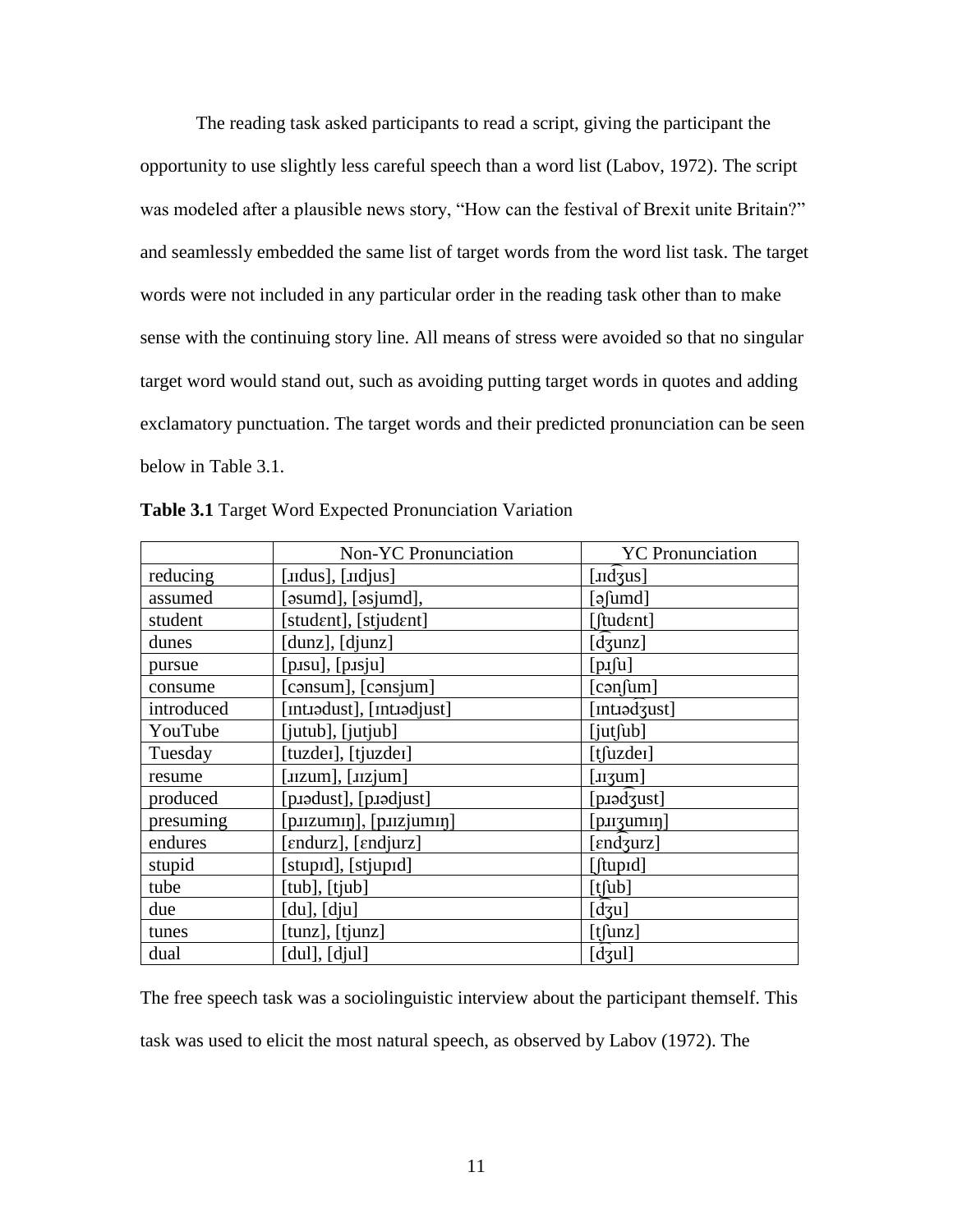The reading task asked participants to read a script, giving the participant the opportunity to use slightly less careful speech than a word list (Labov, 1972). The script was modeled after a plausible news story, "How can the festival of Brexit unite Britain?" and seamlessly embedded the same list of target words from the word list task. The target words were not included in any particular order in the reading task other than to make sense with the continuing story line. All means of stress were avoided so that no singular target word would stand out, such as avoiding putting target words in quotes and adding exclamatory punctuation. The target words and their predicted pronunciation can be seen below in Table 3.1.

**Table 3.1** Target Word Expected Pronunciation Variation

| | Non-YC Pronunciation | YC Pronunciation |
|---|---|---|
| reducing | [ɹɪdus], [ɹɪdjus] | [ɹɪd͡ʒus] |
| assumed | [əsumd], [əsjumd], | [əʃumd] |
| student | [studɛnt], [stjudɛnt] | [ʃtudɛnt] |
| dunes | [dunz], [djunz] | [d͡ʒunz] |
| pursue | [pɹsu], [pɹsju] | [pɹʃu] |
| consume | [cənsum], [cənsjum] | [cənʃum] |
| introduced | [ɪntɹədust], [ɪntɹədjust] | [ɪntɹəd͡ʒust] |
| YouTube | [jutub], [jutjub] | [jutʃub] |
| Tuesday | [tuzdeɪ], [tjuzdeɪ] | [tʃuzdeɪ] |
| resume | [ɹɪzum], [ɹɪzjum] | [ɹɪʒum] |
| produced | [pɹədust], [pɹədjust] | [pɹəd͡ʒust] |
| presuming | [pɹɪzumɪŋ], [pɹɪzjumɪŋ] | [pɹɪʒumɪŋ] |
| endures | [ɛndurz], [ɛndjurz] | [ɛnd͡ʒurz] |
| stupid | [stupɪd], [stjupɪd] | [ʃtupɪd] |
| tube | [tub], [tjub] | [t͡ʃub] |
| due | [du], [dju] | [d͡ʒu] |
| tunes | [tunz], [tjunz] | [t͡ʃunz] |
| dual | [dul], [djul] | [d͡ʒul] |

The free speech task was a sociolinguistic interview about the participant themself. This task was used to elicit the most natural speech, as observed by Labov (1972). The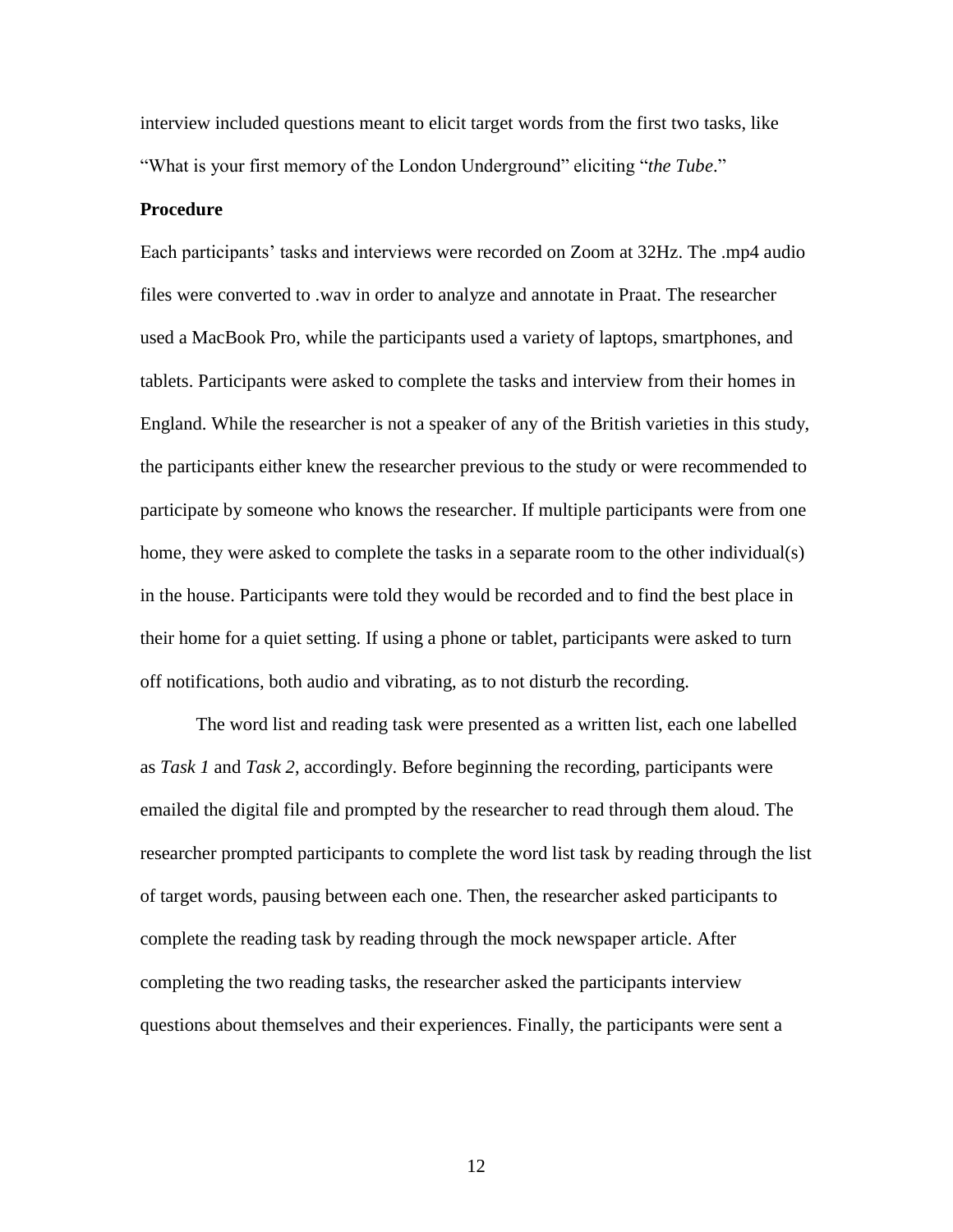interview included questions meant to elicit target words from the first two tasks, like "What is your first memory of the London Underground" eliciting "*the Tube*."

**Procedure**

Each participants' tasks and interviews were recorded on Zoom at 32Hz. The .mp4 audio files were converted to .wav in order to analyze and annotate in Praat. The researcher used a MacBook Pro, while the participants used a variety of laptops, smartphones, and tablets. Participants were asked to complete the tasks and interview from their homes in England. While the researcher is not a speaker of any of the British varieties in this study, the participants either knew the researcher previous to the study or were recommended to participate by someone who knows the researcher. If multiple participants were from one home, they were asked to complete the tasks in a separate room to the other individual(s) in the house. Participants were told they would be recorded and to find the best place in their home for a quiet setting. If using a phone or tablet, participants were asked to turn off notifications, both audio and vibrating, as to not disturb the recording.

The word list and reading task were presented as a written list, each one labelled as *Task 1* and *Task 2*, accordingly. Before beginning the recording, participants were emailed the digital file and prompted by the researcher to read through them aloud. The researcher prompted participants to complete the word list task by reading through the list of target words, pausing between each one. Then, the researcher asked participants to complete the reading task by reading through the mock newspaper article. After completing the two reading tasks, the researcher asked the participants interview questions about themselves and their experiences. Finally, the participants were sent a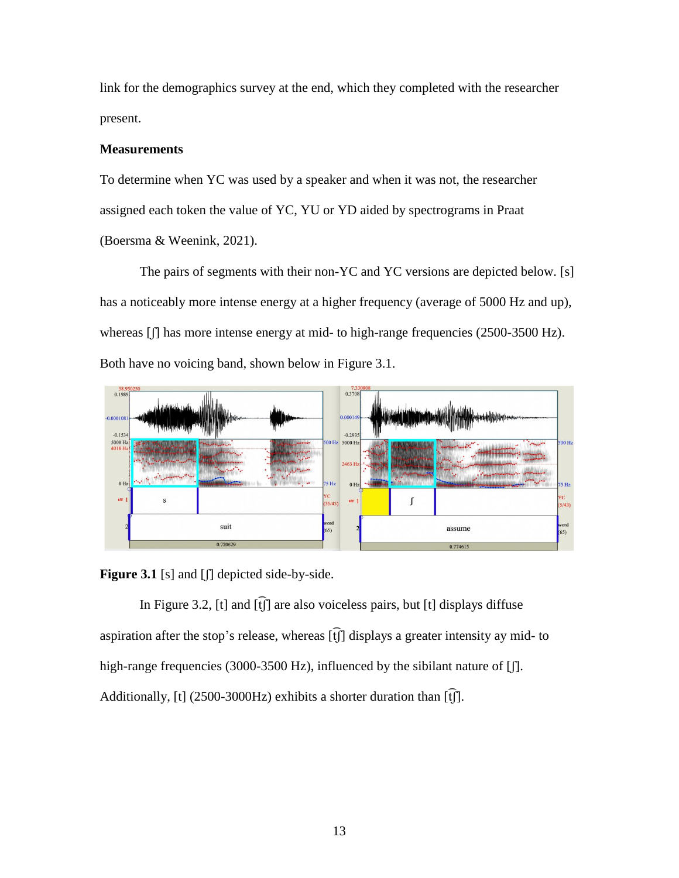link for the demographics survey at the end, which they completed with the researcher present.

**Measurements**

To determine when YC was used by a speaker and when it was not, the researcher assigned each token the value of YC, YU or YD aided by spectrograms in Praat (Boersma & Weenink, 2021).

The pairs of segments with their non-YC and YC versions are depicted below. [s] has a noticeably more intense energy at a higher frequency (average of 5000 Hz and up), whereas [ʃ] has more intense energy at mid- to high-range frequencies (2500-3500 Hz). Both have no voicing band, shown below in Figure 3.1.

**Figure 3.1** [s] and [ʃ] depicted side-by-side.

In Figure 3.2, [t] and [t͡ʃ] are also voiceless pairs, but [t] displays diffuse aspiration after the stop's release, whereas [t͡ʃ] displays a greater intensity ay mid- to high-range frequencies (3000-3500 Hz), influenced by the sibilant nature of [ʃ]. Additionally, [t] (2500-3000Hz) exhibits a shorter duration than [t͡ʃ].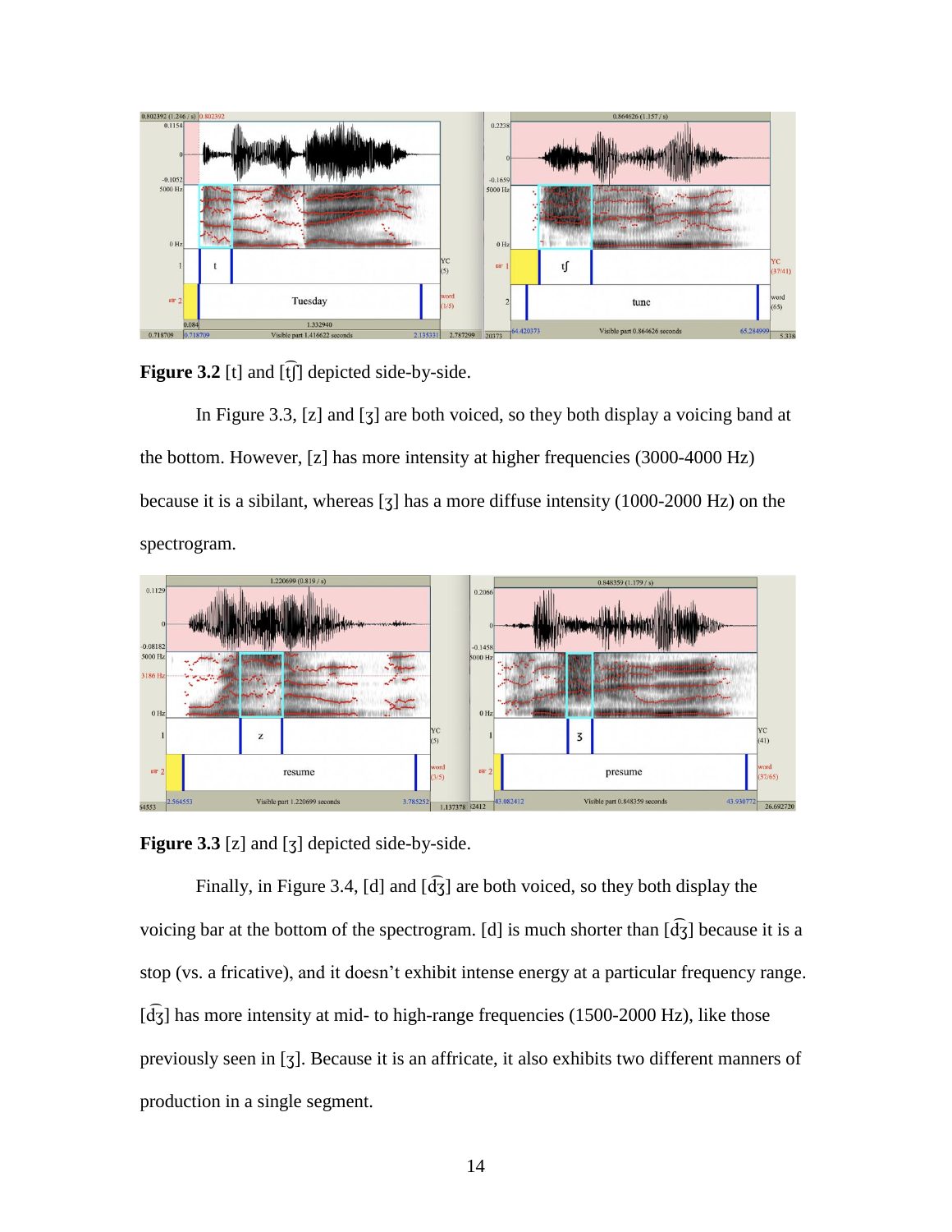**Figure 3.2** [t] and [t͡ʃ] depicted side-by-side.

In Figure 3.3, [z] and [ʒ] are both voiced, so they both display a voicing band at the bottom. However, [z] has more intensity at higher frequencies (3000-4000 Hz) because it is a sibilant, whereas [ʒ] has a more diffuse intensity (1000-2000 Hz) on the spectrogram.

**Figure 3.3** [z] and [ʒ] depicted side-by-side.

Finally, in Figure 3.4, [d] and [d͡ʒ] are both voiced, so they both display the voicing bar at the bottom of the spectrogram. [d] is much shorter than [d͡ʒ] because it is a stop (vs. a fricative), and it doesn't exhibit intense energy at a particular frequency range. [d͡ʒ] has more intensity at mid- to high-range frequencies (1500-2000 Hz), like those previously seen in [ʒ]. Because it is an affricate, it also exhibits two different manners of production in a single segment.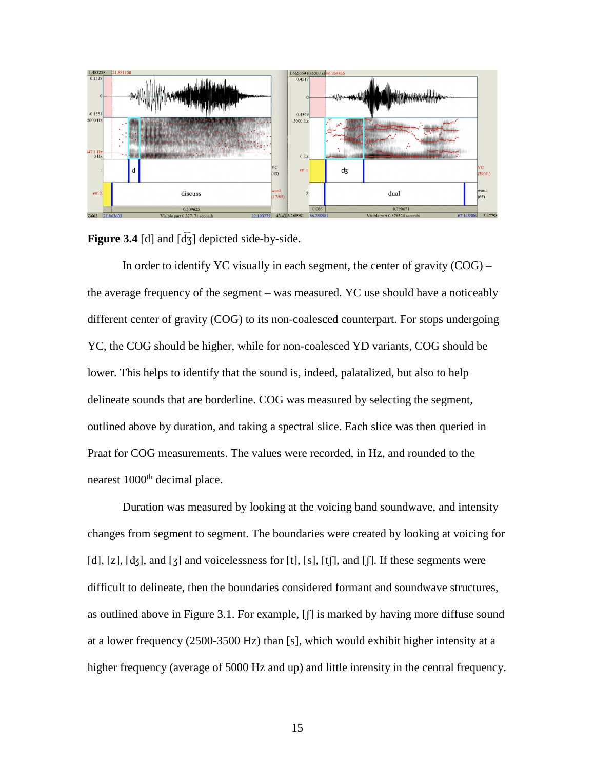**Figure 3.4** [d] and [d͡ʒ] depicted side-by-side.

In order to identify YC visually in each segment, the center of gravity (COG) – the average frequency of the segment – was measured. YC use should have a noticeably different center of gravity (COG) to its non-coalesced counterpart. For stops undergoing YC, the COG should be higher, while for non-coalesced YD variants, COG should be lower. This helps to identify that the sound is, indeed, palatalized, but also to help delineate sounds that are borderline. COG was measured by selecting the segment, outlined above by duration, and taking a spectral slice. Each slice was then queried in Praat for COG measurements. The values were recorded, in Hz, and rounded to the nearest 1000th decimal place.

Duration was measured by looking at the voicing band soundwave, and intensity changes from segment to segment. The boundaries were created by looking at voicing for [d], [z], [ʤ], and [ʒ] and voicelessness for [t], [s], [tʃ], and [ʃ]. If these segments were difficult to delineate, then the boundaries considered formant and soundwave structures, as outlined above in Figure 3.1. For example, [ʃ] is marked by having more diffuse sound at a lower frequency (2500-3500 Hz) than [s], which would exhibit higher intensity at a higher frequency (average of 5000 Hz and up) and little intensity in the central frequency.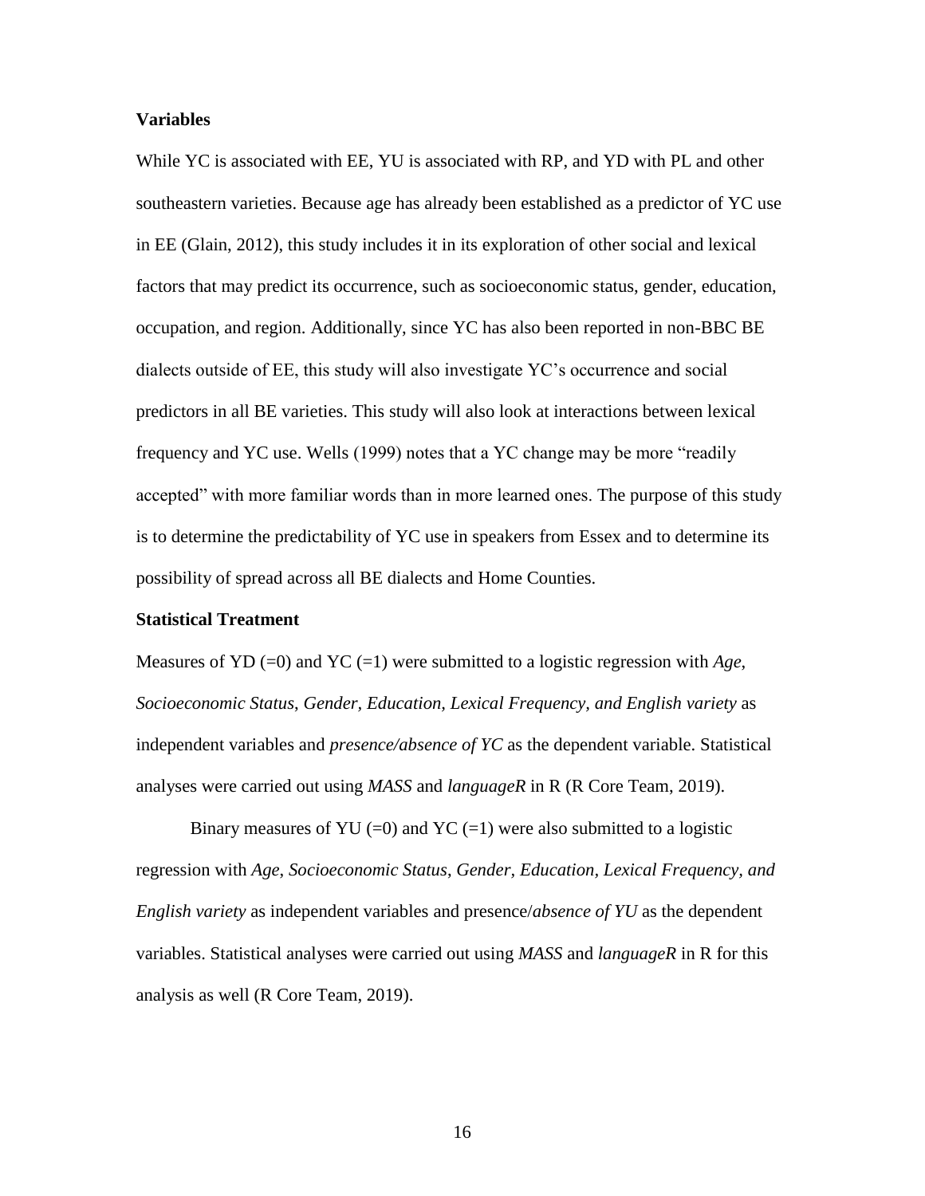**Variables**

While YC is associated with EE, YU is associated with RP, and YD with PL and other southeastern varieties. Because age has already been established as a predictor of YC use in EE (Glain, 2012), this study includes it in its exploration of other social and lexical factors that may predict its occurrence, such as socioeconomic status, gender, education, occupation, and region. Additionally, since YC has also been reported in non-BBC BE dialects outside of EE, this study will also investigate YC's occurrence and social predictors in all BE varieties. This study will also look at interactions between lexical frequency and YC use. Wells (1999) notes that a YC change may be more "readily accepted" with more familiar words than in more learned ones. The purpose of this study is to determine the predictability of YC use in speakers from Essex and to determine its possibility of spread across all BE dialects and Home Counties.

**Statistical Treatment**

Measures of YD (=0) and YC (=1) were submitted to a logistic regression with *Age*, *Socioeconomic Status*, *Gender, Education, Lexical Frequency, and English variety* as independent variables and *presence/absence of YC* as the dependent variable. Statistical analyses were carried out using *MASS* and *languageR* in R (R Core Team, 2019).

Binary measures of YU (=0) and YC (=1) were also submitted to a logistic regression with *Age*, *Socioeconomic Status*, *Gender, Education, Lexical Frequency, and English variety* as independent variables and presence/*absence of YU* as the dependent variables. Statistical analyses were carried out using *MASS* and *languageR* in R for this analysis as well (R Core Team, 2019).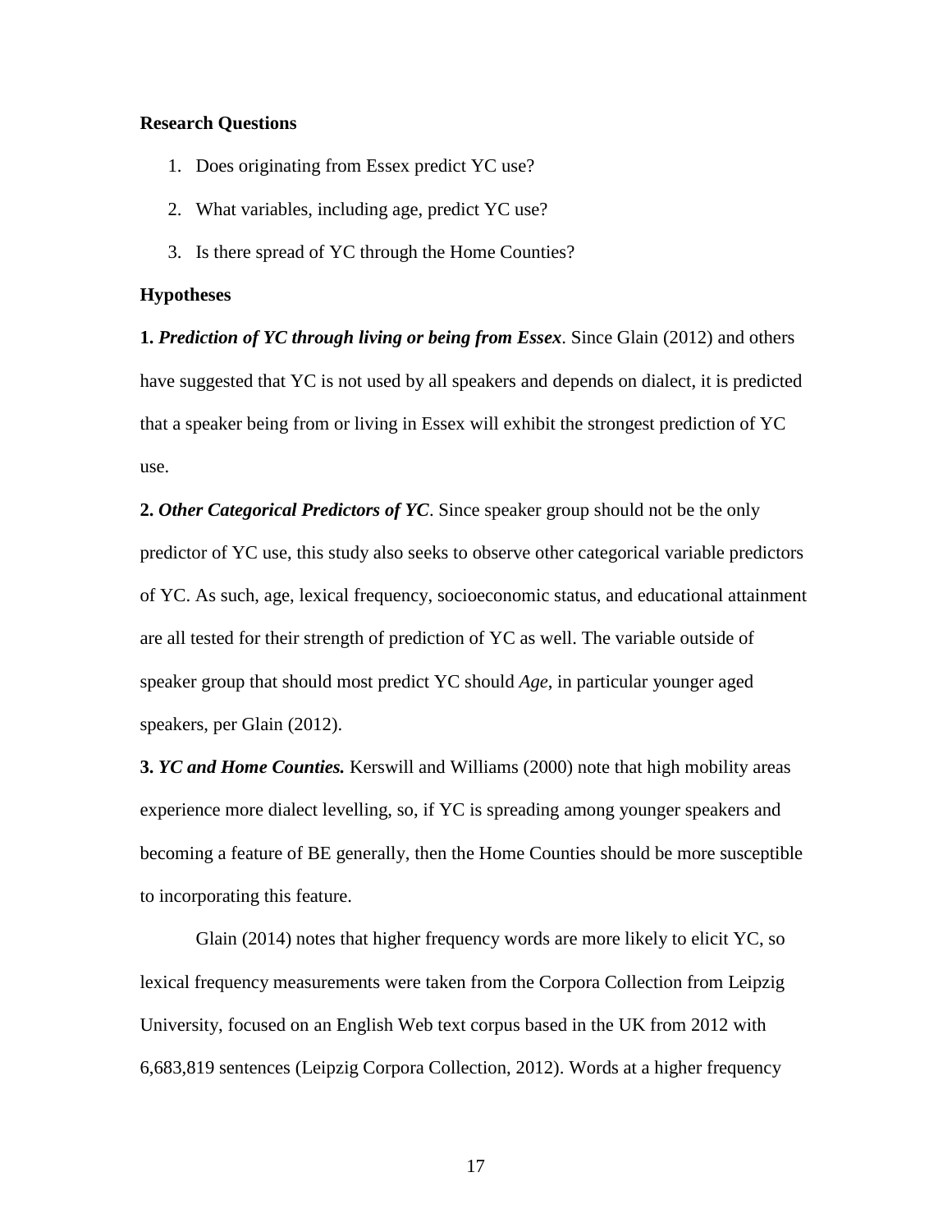### Research Questions

1. Does originating from Essex predict YC use?
2. What variables, including age, predict YC use?
3. Is there spread of YC through the Home Counties?

### Hypotheses

**1. *Prediction of YC through living or being from Essex*.** Since Glain (2012) and others have suggested that YC is not used by all speakers and depends on dialect, it is predicted that a speaker being from or living in Essex will exhibit the strongest prediction of YC use.

**2. *Other Categorical Predictors of YC*.** Since speaker group should not be the only predictor of YC use, this study also seeks to observe other categorical variable predictors of YC. As such, age, lexical frequency, socioeconomic status, and educational attainment are all tested for their strength of prediction of YC as well. The variable outside of speaker group that should most predict YC should *Age*, in particular younger aged speakers, per Glain (2012).

**3. *YC and Home Counties.*** Kerswill and Williams (2000) note that high mobility areas experience more dialect levelling, so, if YC is spreading among younger speakers and becoming a feature of BE generally, then the Home Counties should be more susceptible to incorporating this feature.

Glain (2014) notes that higher frequency words are more likely to elicit YC, so lexical frequency measurements were taken from the Corpora Collection from Leipzig University, focused on an English Web text corpus based in the UK from 2012 with 6,683,819 sentences (Leipzig Corpora Collection, 2012). Words at a higher frequency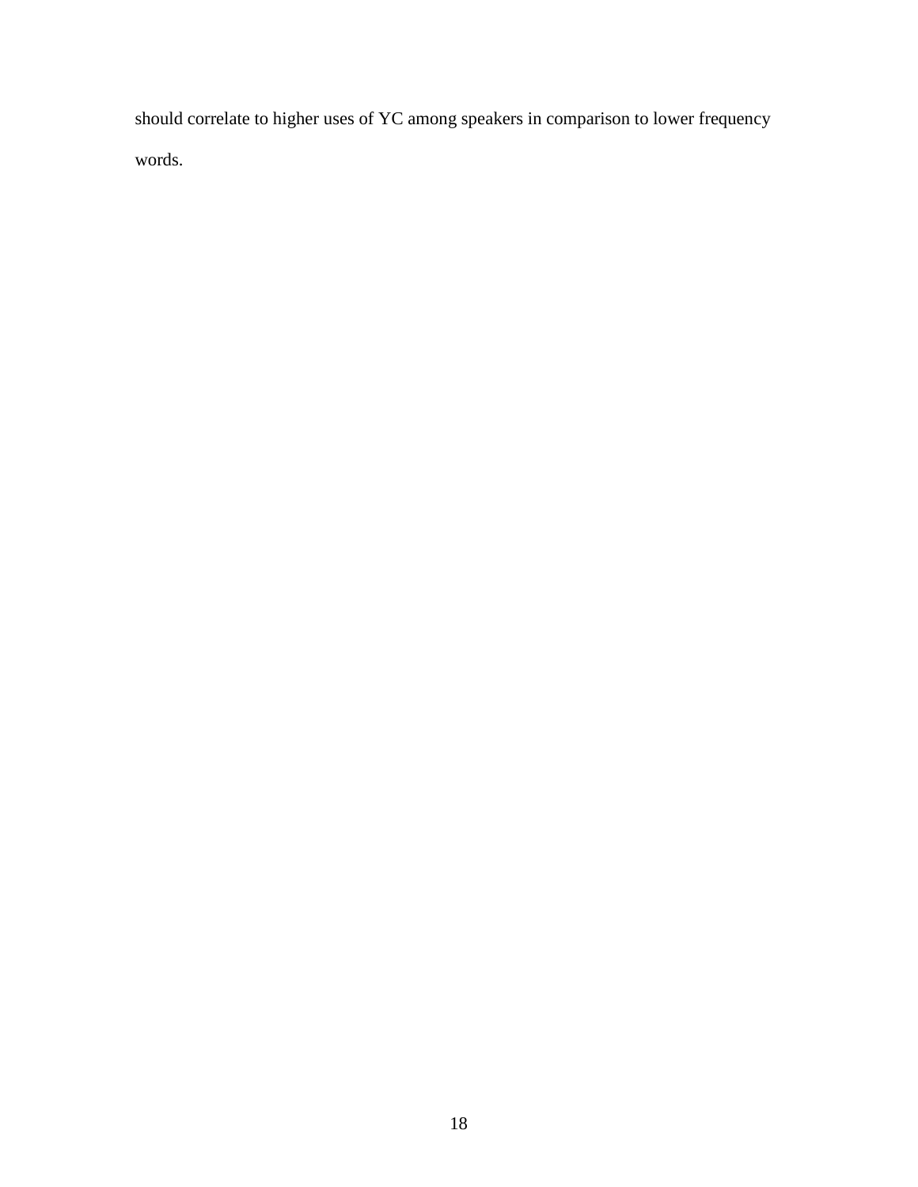should correlate to higher uses of YC among speakers in comparison to lower frequency words.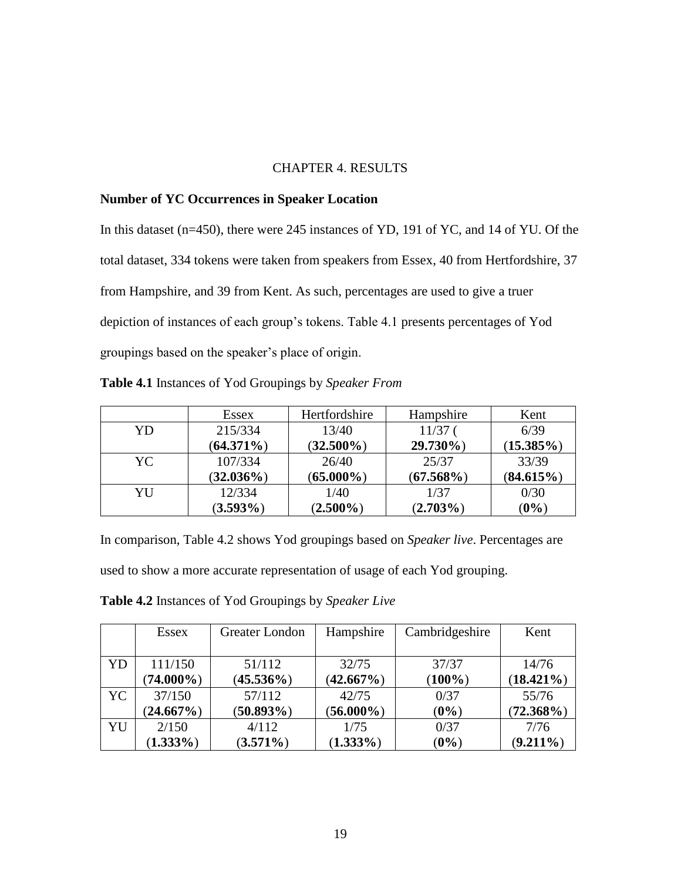# CHAPTER 4. RESULTS

## Number of YC Occurrences in Speaker Location

In this dataset (n=450), there were 245 instances of YD, 191 of YC, and 14 of YU. Of the total dataset, 334 tokens were taken from speakers from Essex, 40 from Hertfordshire, 37 from Hampshire, and 39 from Kent. As such, percentages are used to give a truer depiction of instances of each group's tokens. Table 4.1 presents percentages of Yod groupings based on the speaker's place of origin.

**Table 4.1** Instances of Yod Groupings by *Speaker From*

| | Essex | Hertfordshire | Hampshire | Kent |
|---|---|---|---|---|
| YD | 215/334 (**64.371%**) | 13/40 (**32.500%**) | 11/37 ( **29.730%**) | 6/39 (**15.385%**) |
| YC | 107/334 (**32.036%**) | 26/40 (**65.000%**) | 25/37 (**67.568%**) | 33/39 (**84.615%**) |
| YU | 12/334 (**3.593%**) | 1/40 (**2.500%**) | 1/37 (**2.703%**) | 0/30 (**0%**) |

In comparison, Table 4.2 shows Yod groupings based on *Speaker live*. Percentages are used to show a more accurate representation of usage of each Yod grouping.

**Table 4.2** Instances of Yod Groupings by *Speaker Live*

| | Essex | Greater London | Hampshire | Cambridgeshire | Kent |
|---|---|---|---|---|---|
| YD | 111/150 (**74.000%**) | 51/112 (**45.536%**) | 32/75 (**42.667%**) | 37/37 (**100%**) | 14/76 (**18.421%**) |
| YC | 37/150 (**24.667%**) | 57/112 (**50.893%**) | 42/75 (**56.000%**) | 0/37 (**0%**) | 55/76 (**72.368%**) |
| YU | 2/150 (**1.333%**) | 4/112 (**3.571%**) | 1/75 (**1.333%**) | 0/37 (**0%**) | 7/76 (**9.211%**) |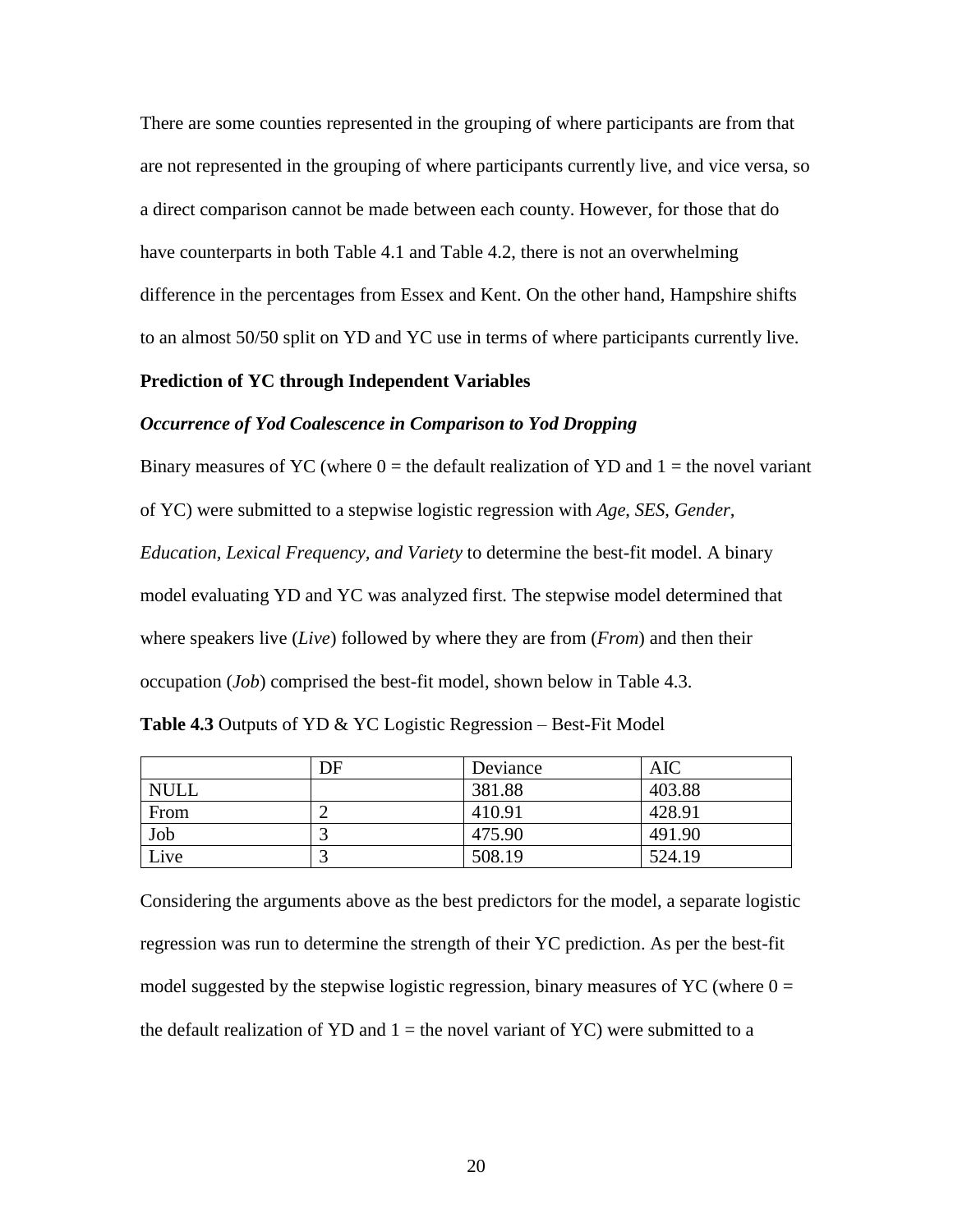There are some counties represented in the grouping of where participants are from that are not represented in the grouping of where participants currently live, and vice versa, so a direct comparison cannot be made between each county. However, for those that do have counterparts in both Table 4.1 and Table 4.2, there is not an overwhelming difference in the percentages from Essex and Kent. On the other hand, Hampshire shifts to an almost 50/50 split on YD and YC use in terms of where participants currently live.

**Prediction of YC through Independent Variables**

***Occurrence of Yod Coalescence in Comparison to Yod Dropping***

Binary measures of YC (where 0 = the default realization of YD and 1 = the novel variant of YC) were submitted to a stepwise logistic regression with *Age*, *SES*, *Gender*, *Education*, *Lexical Frequency, and Variety* to determine the best-fit model. A binary model evaluating YD and YC was analyzed first. The stepwise model determined that where speakers live (*Live*) followed by where they are from (*From*) and then their occupation (*Job*) comprised the best-fit model, shown below in Table 4.3.

**Table 4.3** Outputs of YD & YC Logistic Regression – Best-Fit Model

| | DF | Deviance | AIC |
|---|---|---|---|
| NULL | | 381.88 | 403.88 |
| From | 2 | 410.91 | 428.91 |
| Job | 3 | 475.90 | 491.90 |
| Live | 3 | 508.19 | 524.19 |

Considering the arguments above as the best predictors for the model, a separate logistic regression was run to determine the strength of their YC prediction. As per the best-fit model suggested by the stepwise logistic regression, binary measures of YC (where 0 = the default realization of YD and 1 = the novel variant of YC) were submitted to a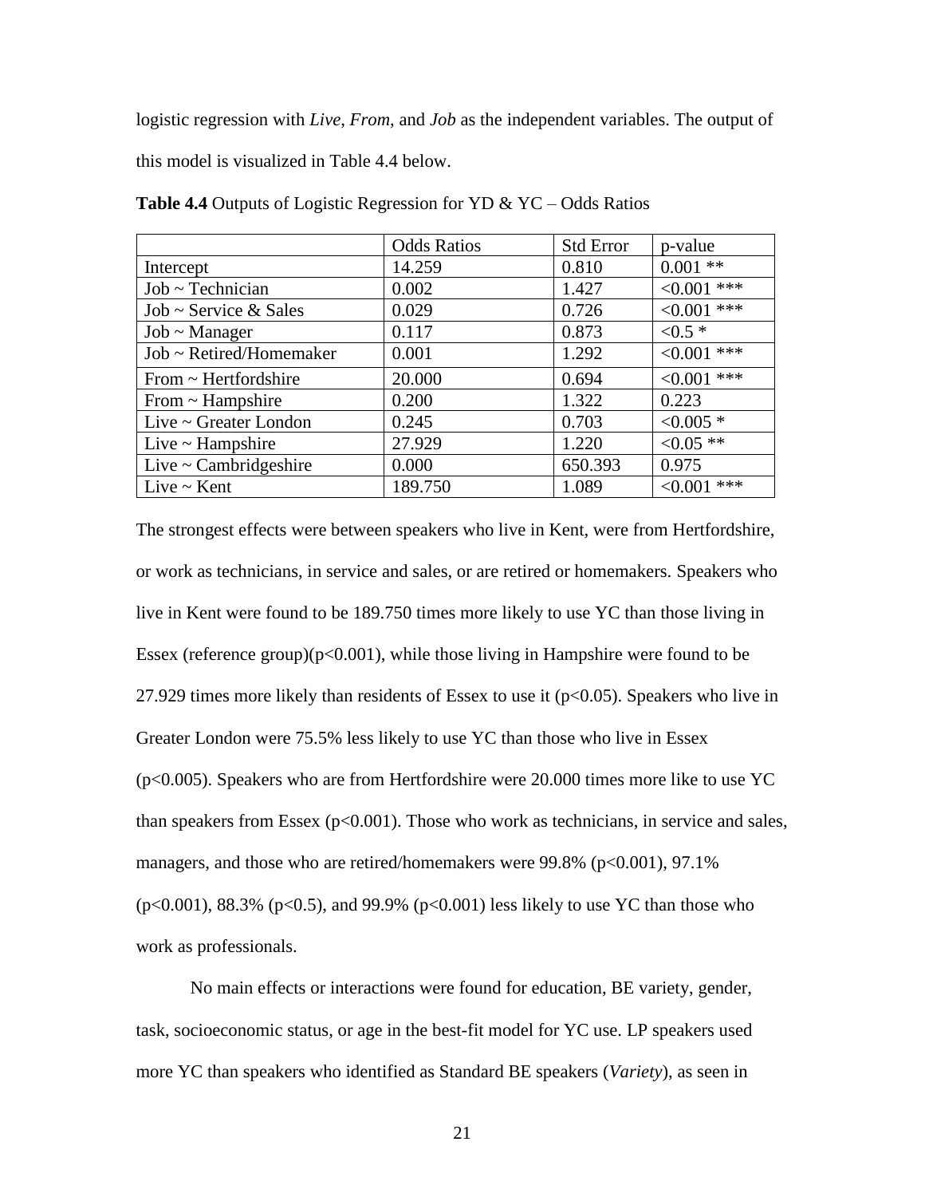logistic regression with *Live*, *From*, and *Job* as the independent variables. The output of this model is visualized in Table 4.4 below.

**Table 4.4** Outputs of Logistic Regression for YD & YC – Odds Ratios

| | Odds Ratios | Std Error | p-value |
|---|---|---|---|
| Intercept | 14.259 | 0.810 | 0.001 ** |
| Job ~ Technician | 0.002 | 1.427 | <0.001 *** |
| Job ~ Service & Sales | 0.029 | 0.726 | <0.001 *** |
| Job ~ Manager | 0.117 | 0.873 | <0.5 * |
| Job ~ Retired/Homemaker | 0.001 | 1.292 | <0.001 *** |
| From ~ Hertfordshire | 20.000 | 0.694 | <0.001 *** |
| From ~ Hampshire | 0.200 | 1.322 | 0.223 |
| Live ~ Greater London | 0.245 | 0.703 | <0.005 * |
| Live ~ Hampshire | 27.929 | 1.220 | <0.05 ** |
| Live ~ Cambridgeshire | 0.000 | 650.393 | 0.975 |
| Live ~ Kent | 189.750 | 1.089 | <0.001 *** |

The strongest effects were between speakers who live in Kent, were from Hertfordshire, or work as technicians, in service and sales, or are retired or homemakers. Speakers who live in Kent were found to be 189.750 times more likely to use YC than those living in Essex (reference group)($p<0.001$), while those living in Hampshire were found to be 27.929 times more likely than residents of Essex to use it ($p<0.05$). Speakers who live in Greater London were 75.5% less likely to use YC than those who live in Essex ($p<0.005$). Speakers who are from Hertfordshire were 20.000 times more like to use YC than speakers from Essex ($p<0.001$). Those who work as technicians, in service and sales, managers, and those who are retired/homemakers were 99.8% ($p<0.001$), 97.1% ($p<0.001$), 88.3% ($p<0.5$), and 99.9% ($p<0.001$) less likely to use YC than those who work as professionals.

No main effects or interactions were found for education, BE variety, gender, task, socioeconomic status, or age in the best-fit model for YC use. LP speakers used more YC than speakers who identified as Standard BE speakers (*Variety*), as seen in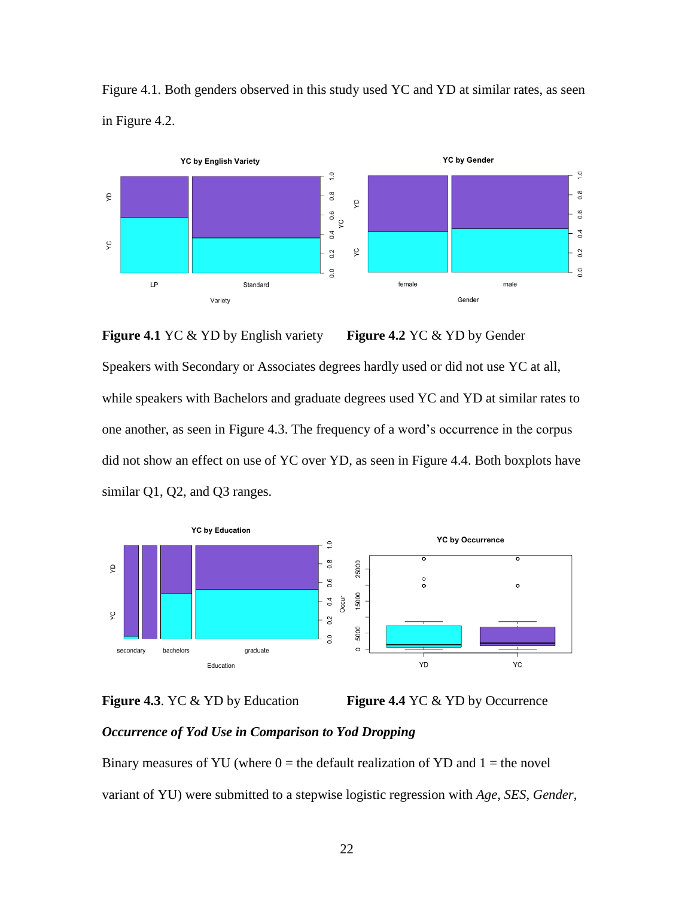Figure 4.1. Both genders observed in this study used YC and YD at similar rates, as seen in Figure 4.2.

**Figure 4.1** YC & YD by English variety **Figure 4.2** YC & YD by Gender

Speakers with Secondary or Associates degrees hardly used or did not use YC at all, while speakers with Bachelors and graduate degrees used YC and YD at similar rates to one another, as seen in Figure 4.3. The frequency of a word's occurrence in the corpus did not show an effect on use of YC over YD, as seen in Figure 4.4. Both boxplots have similar Q1, Q2, and Q3 ranges.

**Figure 4.3**. YC & YD by Education **Figure 4.4** YC & YD by Occurrence

***Occurrence of Yod Use in Comparison to Yod Dropping***

Binary measures of YU (where 0 = the default realization of YD and 1 = the novel variant of YU) were submitted to a stepwise logistic regression with *Age*, *SES*, *Gender*,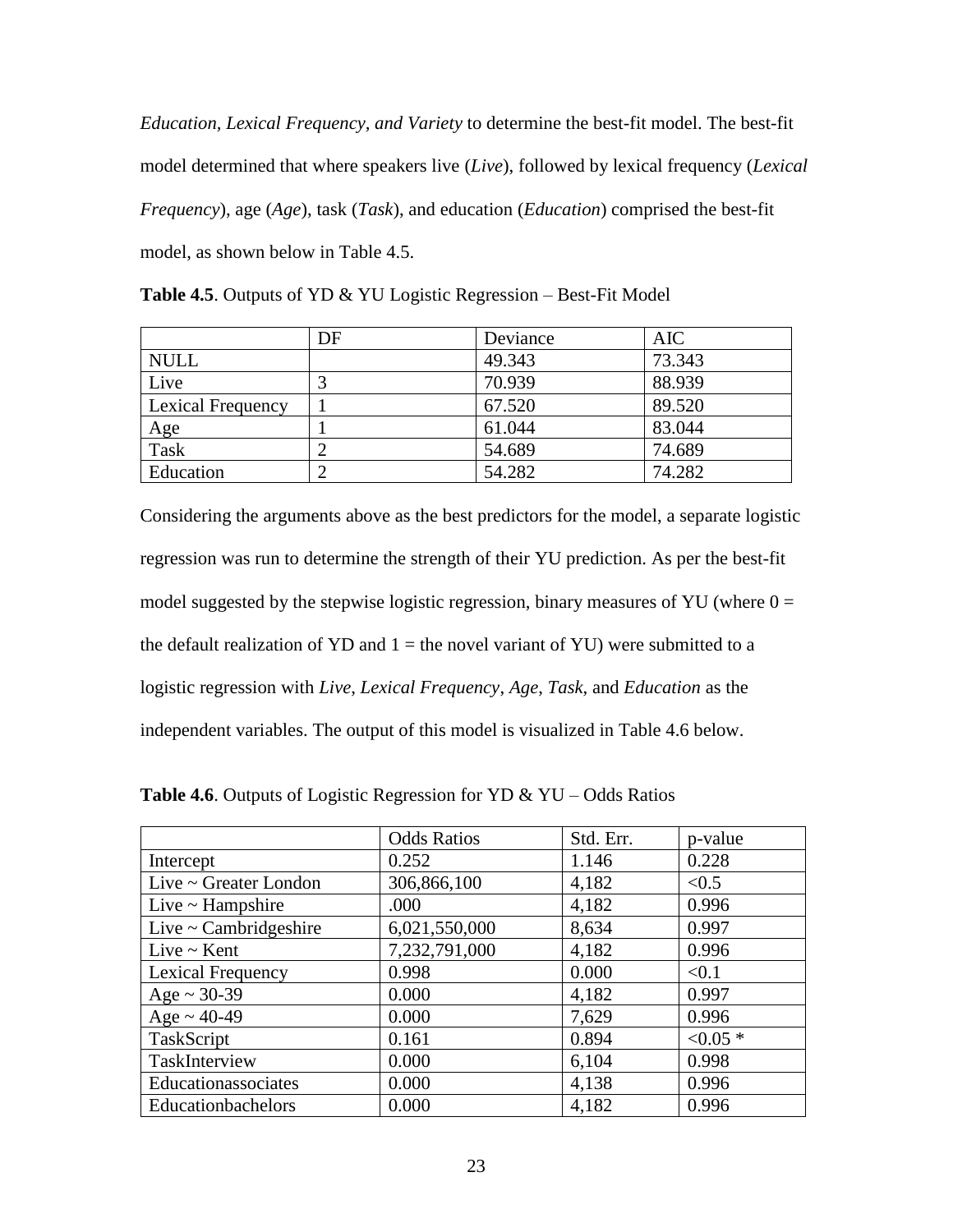*Education, Lexical Frequency, and Variety* to determine the best-fit model. The best-fit model determined that where speakers live (*Live*), followed by lexical frequency (*Lexical Frequency*), age (*Age*), task (*Task*), and education (*Education*) comprised the best-fit model, as shown below in Table 4.5.

**Table 4.5**. Outputs of YD & YU Logistic Regression – Best-Fit Model

| | DF | Deviance | AIC |
|---|---|---|---|
| NULL | | 49.343 | 73.343 |
| Live | 3 | 70.939 | 88.939 |
| Lexical Frequency | 1 | 67.520 | 89.520 |
| Age | 1 | 61.044 | 83.044 |
| Task | 2 | 54.689 | 74.689 |
| Education | 2 | 54.282 | 74.282 |

Considering the arguments above as the best predictors for the model, a separate logistic regression was run to determine the strength of their YU prediction. As per the best-fit model suggested by the stepwise logistic regression, binary measures of YU (where 0 = the default realization of YD and 1 = the novel variant of YU) were submitted to a logistic regression with *Live, Lexical Frequency*, *Age*, *Task*, and *Education* as the independent variables. The output of this model is visualized in Table 4.6 below.

**Table 4.6**. Outputs of Logistic Regression for YD & YU – Odds Ratios

| | Odds Ratios | Std. Err. | p-value |
|---|---|---|---|
| Intercept | 0.252 | 1.146 | 0.228 |
| Live ~ Greater London | 306,866,100 | 4,182 | <0.5 |
| Live ~ Hampshire | .000 | 4,182 | 0.996 |
| Live ~ Cambridgeshire | 6,021,550,000 | 8,634 | 0.997 |
| Live ~ Kent | 7,232,791,000 | 4,182 | 0.996 |
| Lexical Frequency | 0.998 | 0.000 | <0.1 |
| Age ~ 30-39 | 0.000 | 4,182 | 0.997 |
| Age ~ 40-49 | 0.000 | 7,629 | 0.996 |
| TaskScript | 0.161 | 0.894 | <0.05 * |
| TaskInterview | 0.000 | 6,104 | 0.998 |
| Educationassociates | 0.000 | 4,138 | 0.996 |
| Educationbachelors | 0.000 | 4,182 | 0.996 |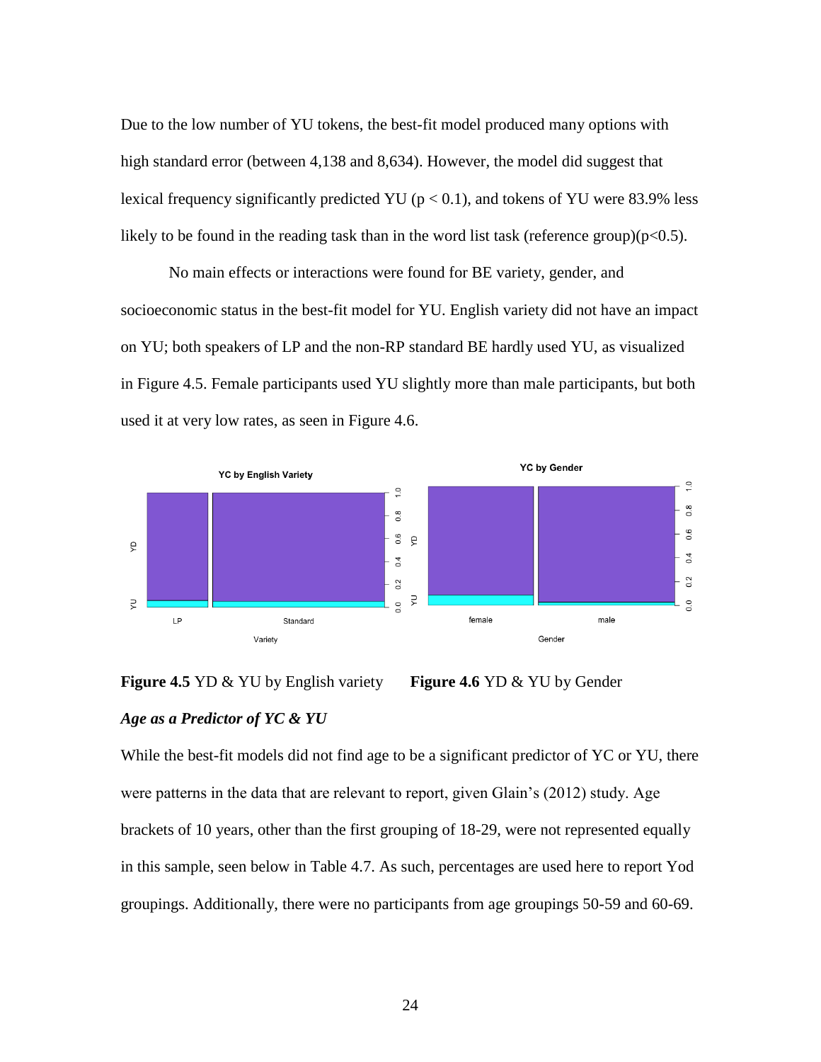Due to the low number of YU tokens, the best-fit model produced many options with high standard error (between 4,138 and 8,634). However, the model did suggest that lexical frequency significantly predicted YU ($p < 0.1$), and tokens of YU were 83.9% less likely to be found in the reading task than in the word list task (reference group)($p<0.5$).

No main effects or interactions were found for BE variety, gender, and socioeconomic status in the best-fit model for YU. English variety did not have an impact on YU; both speakers of LP and the non-RP standard BE hardly used YU, as visualized in Figure 4.5. Female participants used YU slightly more than male participants, but both used it at very low rates, as seen in Figure 4.6.

**Figure 4.5** YD & YU by English variety **Figure 4.6** YD & YU by Gender

### *Age as a Predictor of YC & YU*

While the best-fit models did not find age to be a significant predictor of YC or YU, there were patterns in the data that are relevant to report, given Glain's (2012) study. Age brackets of 10 years, other than the first grouping of 18-29, were not represented equally in this sample, seen below in Table 4.7. As such, percentages are used here to report Yod groupings. Additionally, there were no participants from age groupings 50-59 and 60-69.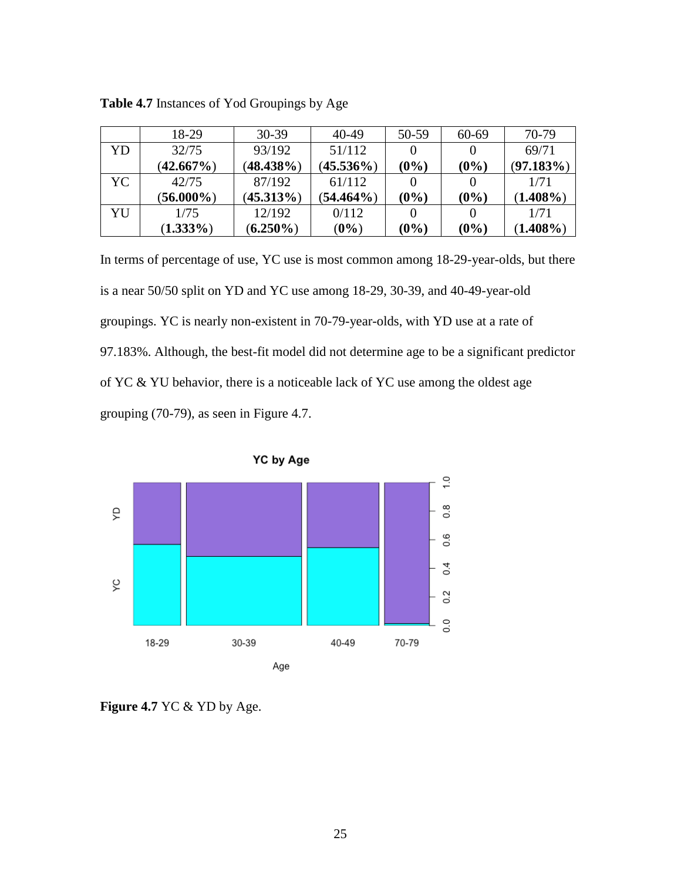**Table 4.7** Instances of Yod Groupings by Age

| | 18-29 | 30-39 | 40-49 | 50-59 | 60-69 | 70-79 |
|---|---|---|---|---|---|---|
| YD | 32/75 **(42.667%)** | 93/192 **(48.438%)** | 51/112 **(45.536%)** | 0 **(0%)** | 0 **(0%)** | 69/71 **(97.183%)** |
| YC | 42/75 **(56.000%)** | 87/192 **(45.313%)** | 61/112 **(54.464%)** | 0 **(0%)** | 0 **(0%)** | 1/71 **(1.408%)** |
| YU | 1/75 **(1.333%)** | 12/192 **(6.250%)** | 0/112 **(0%)** | 0 **(0%)** | 0 **(0%)** | 1/71 **(1.408%)** |

In terms of percentage of use, YC use is most common among 18-29-year-olds, but there is a near 50/50 split on YD and YC use among 18-29, 30-39, and 40-49-year-old groupings. YC is nearly non-existent in 70-79-year-olds, with YD use at a rate of 97.183%. Although, the best-fit model did not determine age to be a significant predictor of YC & YU behavior, there is a noticeable lack of YC use among the oldest age grouping (70-79), as seen in Figure 4.7.

**Figure 4.7** YC & YD by Age.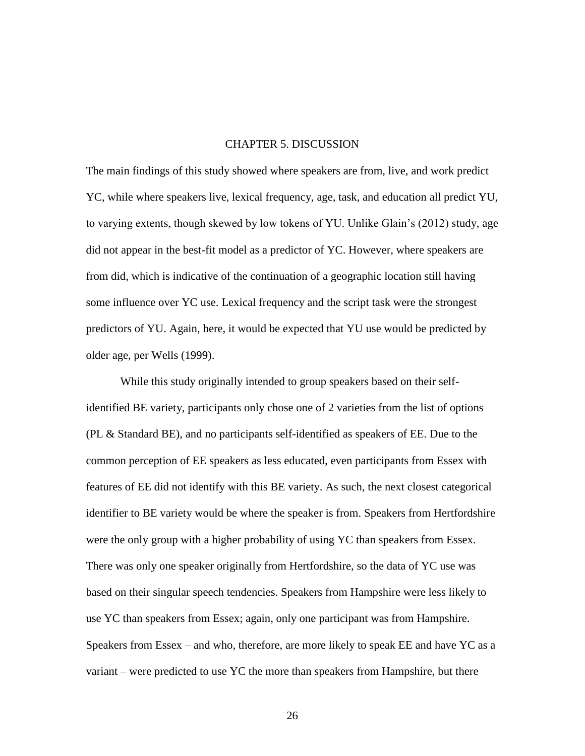# CHAPTER 5. DISCUSSION

The main findings of this study showed where speakers are from, live, and work predict YC, while where speakers live, lexical frequency, age, task, and education all predict YU, to varying extents, though skewed by low tokens of YU. Unlike Glain's (2012) study, age did not appear in the best-fit model as a predictor of YC. However, where speakers are from did, which is indicative of the continuation of a geographic location still having some influence over YC use. Lexical frequency and the script task were the strongest predictors of YU. Again, here, it would be expected that YU use would be predicted by older age, per Wells (1999).

While this study originally intended to group speakers based on their self-identified BE variety, participants only chose one of 2 varieties from the list of options (PL & Standard BE), and no participants self-identified as speakers of EE. Due to the common perception of EE speakers as less educated, even participants from Essex with features of EE did not identify with this BE variety. As such, the next closest categorical identifier to BE variety would be where the speaker is from. Speakers from Hertfordshire were the only group with a higher probability of using YC than speakers from Essex. There was only one speaker originally from Hertfordshire, so the data of YC use was based on their singular speech tendencies. Speakers from Hampshire were less likely to use YC than speakers from Essex; again, only one participant was from Hampshire. Speakers from Essex – and who, therefore, are more likely to speak EE and have YC as a variant – were predicted to use YC the more than speakers from Hampshire, but there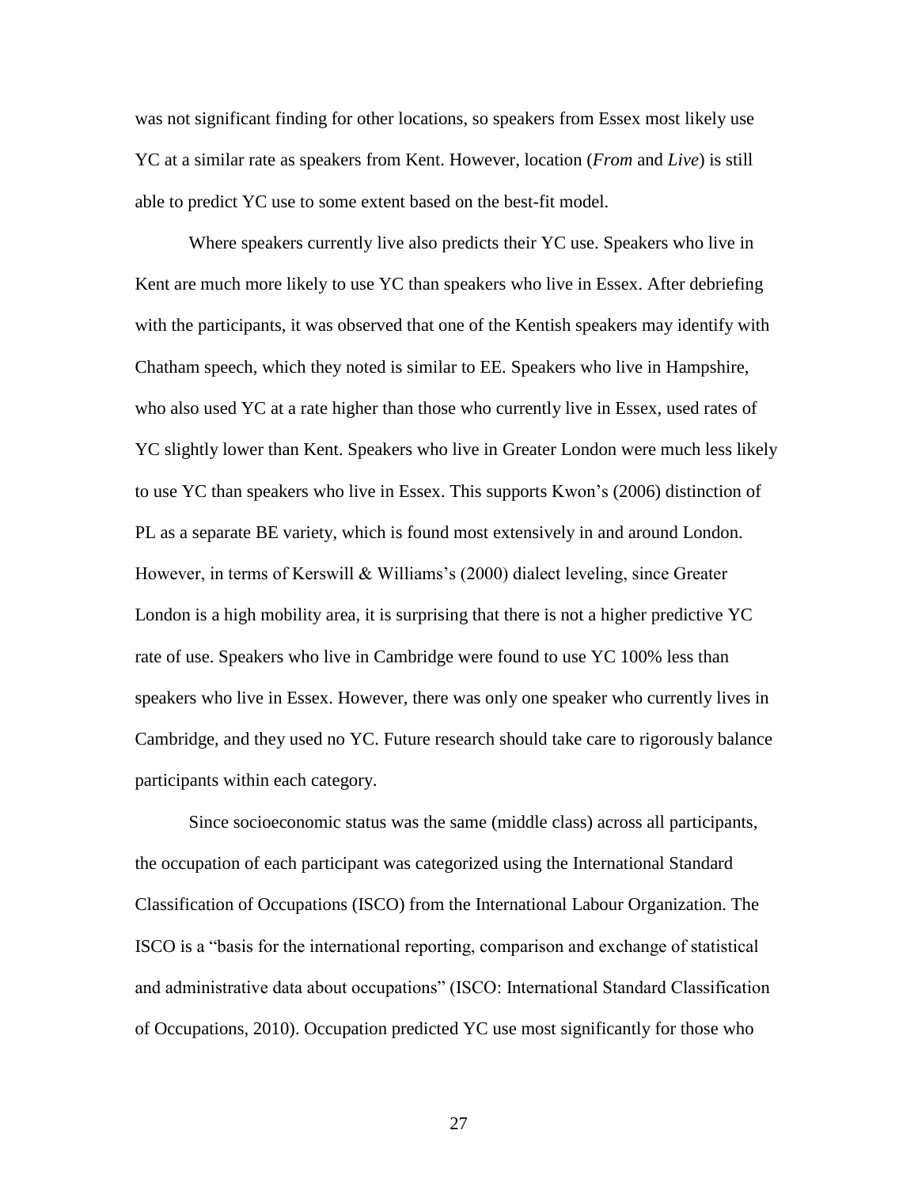was not significant finding for other locations, so speakers from Essex most likely use YC at a similar rate as speakers from Kent. However, location (*From* and *Live*) is still able to predict YC use to some extent based on the best-fit model.

Where speakers currently live also predicts their YC use. Speakers who live in Kent are much more likely to use YC than speakers who live in Essex. After debriefing with the participants, it was observed that one of the Kentish speakers may identify with Chatham speech, which they noted is similar to EE. Speakers who live in Hampshire, who also used YC at a rate higher than those who currently live in Essex, used rates of YC slightly lower than Kent. Speakers who live in Greater London were much less likely to use YC than speakers who live in Essex. This supports Kwon's (2006) distinction of PL as a separate BE variety, which is found most extensively in and around London. However, in terms of Kerswill & Williams's (2000) dialect leveling, since Greater London is a high mobility area, it is surprising that there is not a higher predictive YC rate of use. Speakers who live in Cambridge were found to use YC 100% less than speakers who live in Essex. However, there was only one speaker who currently lives in Cambridge, and they used no YC. Future research should take care to rigorously balance participants within each category.

Since socioeconomic status was the same (middle class) across all participants, the occupation of each participant was categorized using the International Standard Classification of Occupations (ISCO) from the International Labour Organization. The ISCO is a "basis for the international reporting, comparison and exchange of statistical and administrative data about occupations" (ISCO: International Standard Classification of Occupations, 2010). Occupation predicted YC use most significantly for those who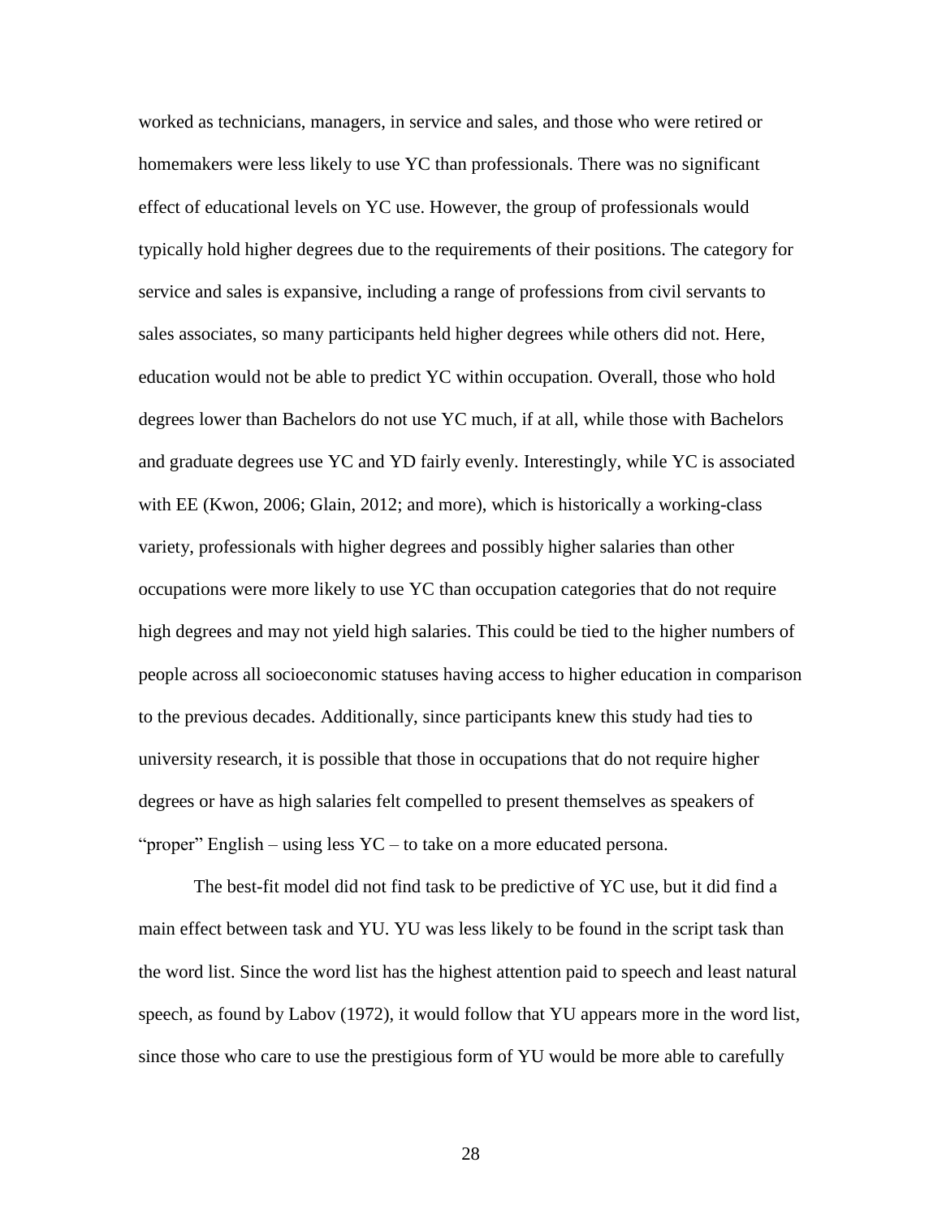worked as technicians, managers, in service and sales, and those who were retired or homemakers were less likely to use YC than professionals. There was no significant effect of educational levels on YC use. However, the group of professionals would typically hold higher degrees due to the requirements of their positions. The category for service and sales is expansive, including a range of professions from civil servants to sales associates, so many participants held higher degrees while others did not. Here, education would not be able to predict YC within occupation. Overall, those who hold degrees lower than Bachelors do not use YC much, if at all, while those with Bachelors and graduate degrees use YC and YD fairly evenly. Interestingly, while YC is associated with EE (Kwon, 2006; Glain, 2012; and more), which is historically a working-class variety, professionals with higher degrees and possibly higher salaries than other occupations were more likely to use YC than occupation categories that do not require high degrees and may not yield high salaries. This could be tied to the higher numbers of people across all socioeconomic statuses having access to higher education in comparison to the previous decades. Additionally, since participants knew this study had ties to university research, it is possible that those in occupations that do not require higher degrees or have as high salaries felt compelled to present themselves as speakers of "proper" English – using less YC – to take on a more educated persona.

The best-fit model did not find task to be predictive of YC use, but it did find a main effect between task and YU. YU was less likely to be found in the script task than the word list. Since the word list has the highest attention paid to speech and least natural speech, as found by Labov (1972), it would follow that YU appears more in the word list, since those who care to use the prestigious form of YU would be more able to carefully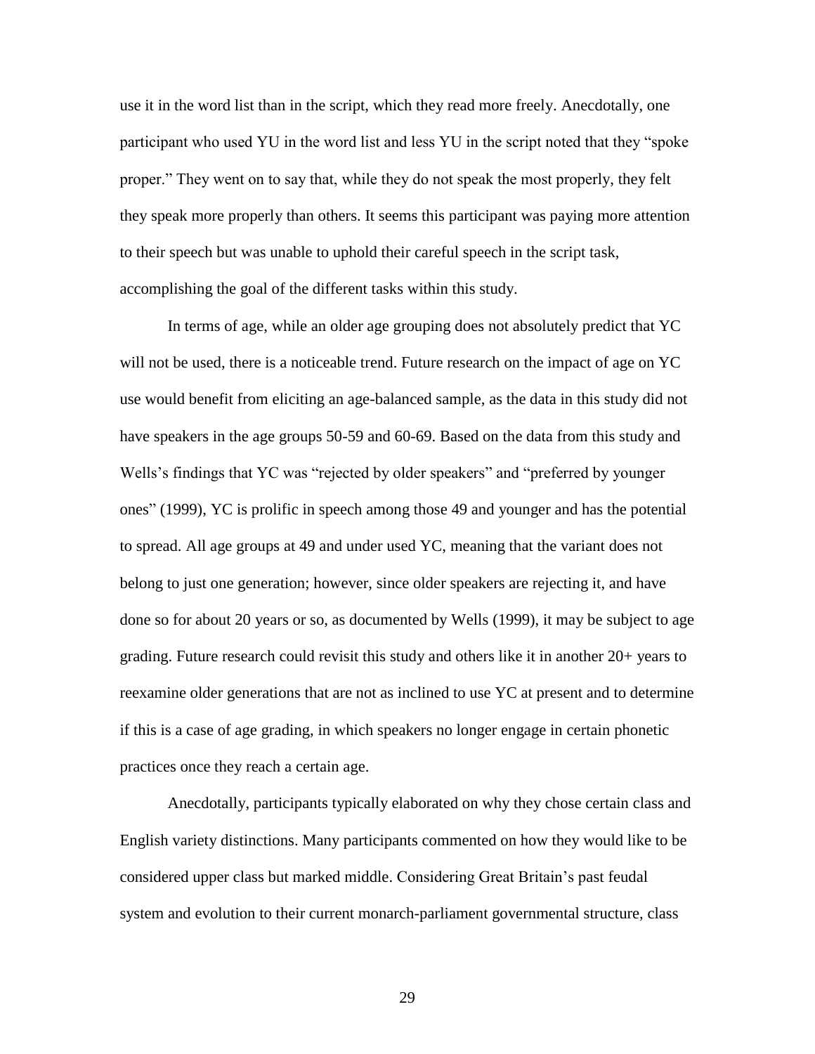use it in the word list than in the script, which they read more freely. Anecdotally, one participant who used YU in the word list and less YU in the script noted that they "spoke proper." They went on to say that, while they do not speak the most properly, they felt they speak more properly than others. It seems this participant was paying more attention to their speech but was unable to uphold their careful speech in the script task, accomplishing the goal of the different tasks within this study.

In terms of age, while an older age grouping does not absolutely predict that YC will not be used, there is a noticeable trend. Future research on the impact of age on YC use would benefit from eliciting an age-balanced sample, as the data in this study did not have speakers in the age groups 50-59 and 60-69. Based on the data from this study and Wells's findings that YC was "rejected by older speakers" and "preferred by younger ones" (1999), YC is prolific in speech among those 49 and younger and has the potential to spread. All age groups at 49 and under used YC, meaning that the variant does not belong to just one generation; however, since older speakers are rejecting it, and have done so for about 20 years or so, as documented by Wells (1999), it may be subject to age grading. Future research could revisit this study and others like it in another 20+ years to reexamine older generations that are not as inclined to use YC at present and to determine if this is a case of age grading, in which speakers no longer engage in certain phonetic practices once they reach a certain age.

Anecdotally, participants typically elaborated on why they chose certain class and English variety distinctions. Many participants commented on how they would like to be considered upper class but marked middle. Considering Great Britain's past feudal system and evolution to their current monarch-parliament governmental structure, class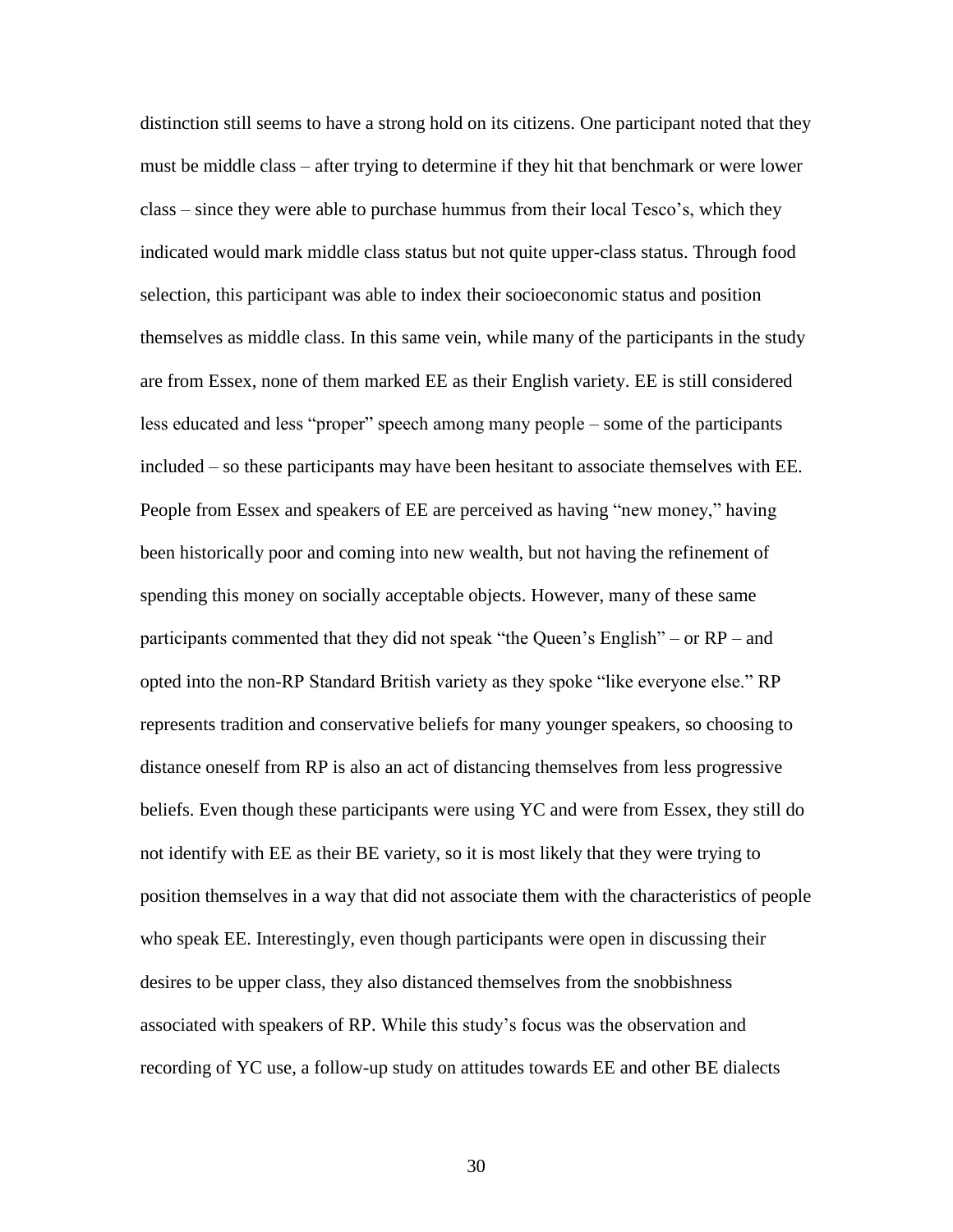distinction still seems to have a strong hold on its citizens. One participant noted that they must be middle class – after trying to determine if they hit that benchmark or were lower class – since they were able to purchase hummus from their local Tesco's, which they indicated would mark middle class status but not quite upper-class status. Through food selection, this participant was able to index their socioeconomic status and position themselves as middle class. In this same vein, while many of the participants in the study are from Essex, none of them marked EE as their English variety. EE is still considered less educated and less "proper" speech among many people – some of the participants included – so these participants may have been hesitant to associate themselves with EE. People from Essex and speakers of EE are perceived as having "new money," having been historically poor and coming into new wealth, but not having the refinement of spending this money on socially acceptable objects. However, many of these same participants commented that they did not speak "the Queen's English" – or RP – and opted into the non-RP Standard British variety as they spoke "like everyone else." RP represents tradition and conservative beliefs for many younger speakers, so choosing to distance oneself from RP is also an act of distancing themselves from less progressive beliefs. Even though these participants were using YC and were from Essex, they still do not identify with EE as their BE variety, so it is most likely that they were trying to position themselves in a way that did not associate them with the characteristics of people who speak EE. Interestingly, even though participants were open in discussing their desires to be upper class, they also distanced themselves from the snobbishness associated with speakers of RP. While this study's focus was the observation and recording of YC use, a follow-up study on attitudes towards EE and other BE dialects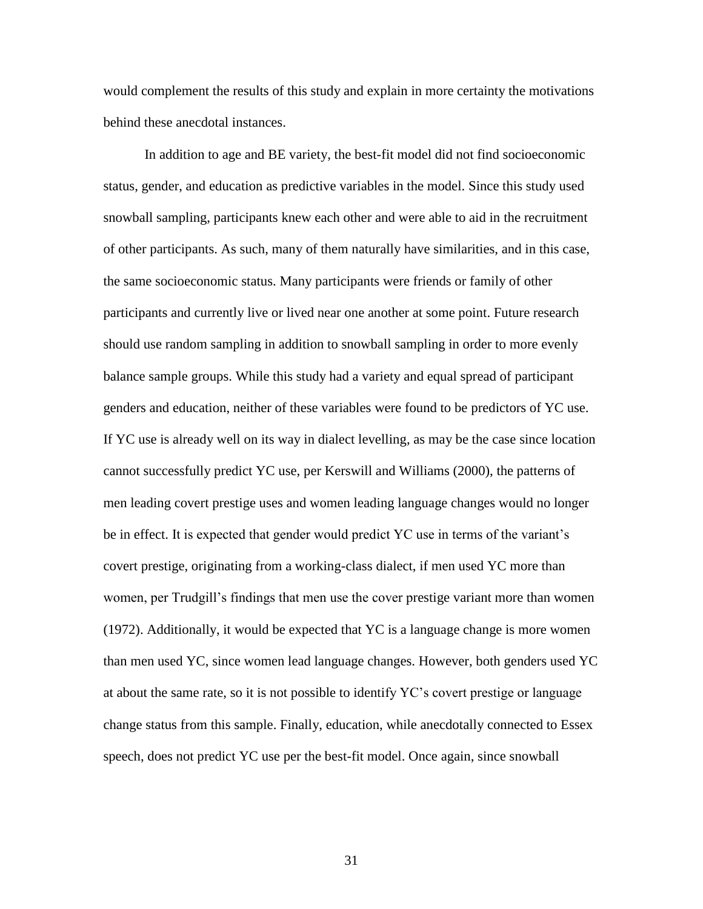would complement the results of this study and explain in more certainty the motivations behind these anecdotal instances.

In addition to age and BE variety, the best-fit model did not find socioeconomic status, gender, and education as predictive variables in the model. Since this study used snowball sampling, participants knew each other and were able to aid in the recruitment of other participants. As such, many of them naturally have similarities, and in this case, the same socioeconomic status. Many participants were friends or family of other participants and currently live or lived near one another at some point. Future research should use random sampling in addition to snowball sampling in order to more evenly balance sample groups. While this study had a variety and equal spread of participant genders and education, neither of these variables were found to be predictors of YC use. If YC use is already well on its way in dialect levelling, as may be the case since location cannot successfully predict YC use, per Kerswill and Williams (2000), the patterns of men leading covert prestige uses and women leading language changes would no longer be in effect. It is expected that gender would predict YC use in terms of the variant's covert prestige, originating from a working-class dialect, if men used YC more than women, per Trudgill's findings that men use the cover prestige variant more than women (1972). Additionally, it would be expected that YC is a language change is more women than men used YC, since women lead language changes. However, both genders used YC at about the same rate, so it is not possible to identify YC's covert prestige or language change status from this sample. Finally, education, while anecdotally connected to Essex speech, does not predict YC use per the best-fit model. Once again, since snowball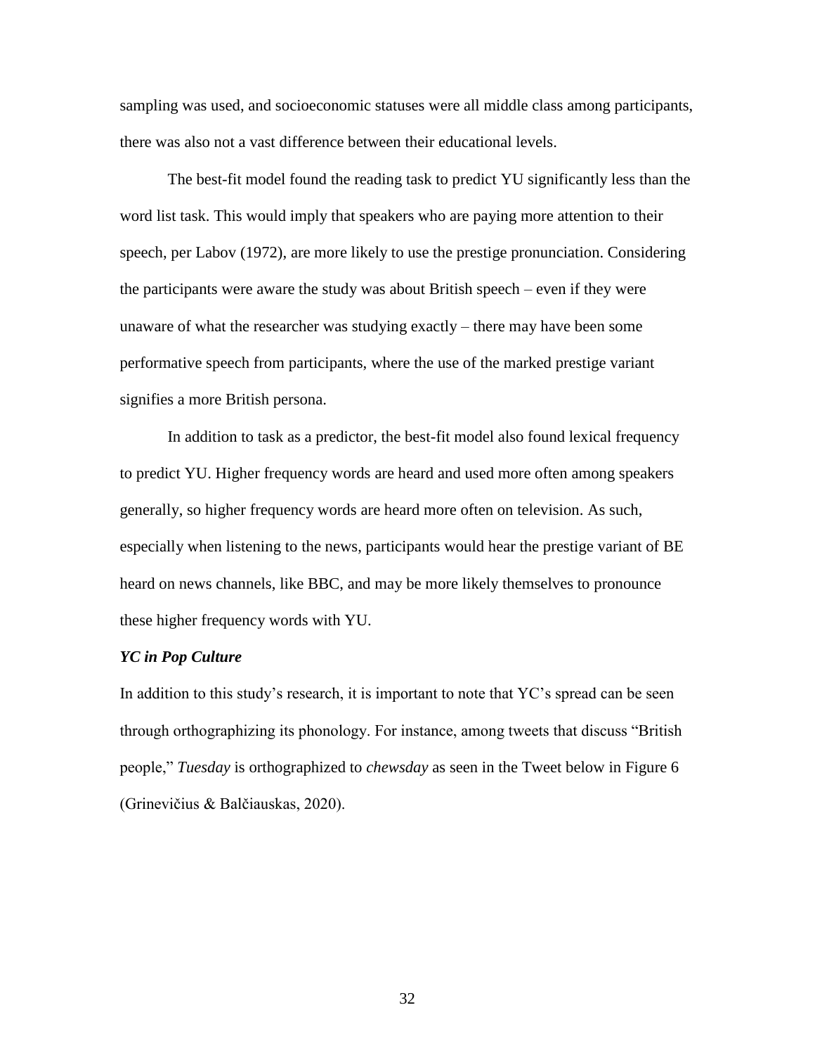sampling was used, and socioeconomic statuses were all middle class among participants, there was also not a vast difference between their educational levels.

The best-fit model found the reading task to predict YU significantly less than the word list task. This would imply that speakers who are paying more attention to their speech, per Labov (1972), are more likely to use the prestige pronunciation. Considering the participants were aware the study was about British speech – even if they were unaware of what the researcher was studying exactly – there may have been some performative speech from participants, where the use of the marked prestige variant signifies a more British persona.

In addition to task as a predictor, the best-fit model also found lexical frequency to predict YU. Higher frequency words are heard and used more often among speakers generally, so higher frequency words are heard more often on television. As such, especially when listening to the news, participants would hear the prestige variant of BE heard on news channels, like BBC, and may be more likely themselves to pronounce these higher frequency words with YU.

### *YC in Pop Culture*

In addition to this study's research, it is important to note that YC's spread can be seen through orthographizing its phonology. For instance, among tweets that discuss "British people," *Tuesday* is orthographized to *chewsday* as seen in the Tweet below in Figure 6 (Grinevičius & Balčiauskas, 2020).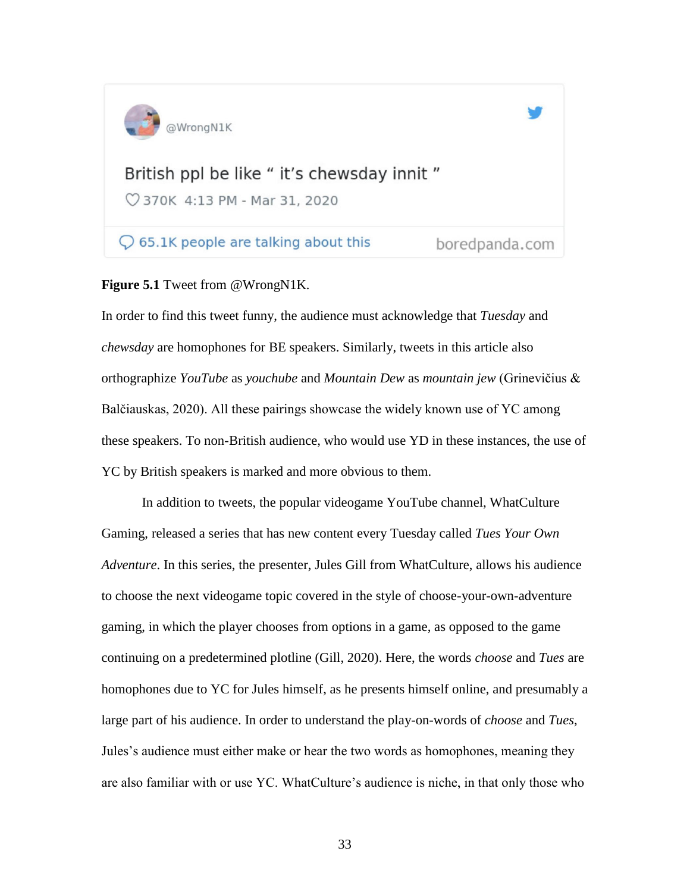@WrongN1K

British ppl be like " it's chewsday innit "

370K 4:13 PM - Mar 31, 2020

65.1K people are talking about this — boredpanda.com

**Figure 5.1** Tweet from @WrongN1K.

In order to find this tweet funny, the audience must acknowledge that *Tuesday* and *chewsday* are homophones for BE speakers. Similarly, tweets in this article also orthographize *YouTube* as *youchube* and *Mountain Dew* as *mountain jew* (Grinevičius & Balčiauskas, 2020). All these pairings showcase the widely known use of YC among these speakers. To non-British audience, who would use YD in these instances, the use of YC by British speakers is marked and more obvious to them.

In addition to tweets, the popular videogame YouTube channel, WhatCulture Gaming, released a series that has new content every Tuesday called *Tues Your Own Adventure*. In this series, the presenter, Jules Gill from WhatCulture, allows his audience to choose the next videogame topic covered in the style of choose-your-own-adventure gaming, in which the player chooses from options in a game, as opposed to the game continuing on a predetermined plotline (Gill, 2020). Here, the words *choose* and *Tues* are homophones due to YC for Jules himself, as he presents himself online, and presumably a large part of his audience. In order to understand the play-on-words of *choose* and *Tues*, Jules's audience must either make or hear the two words as homophones, meaning they are also familiar with or use YC. WhatCulture's audience is niche, in that only those who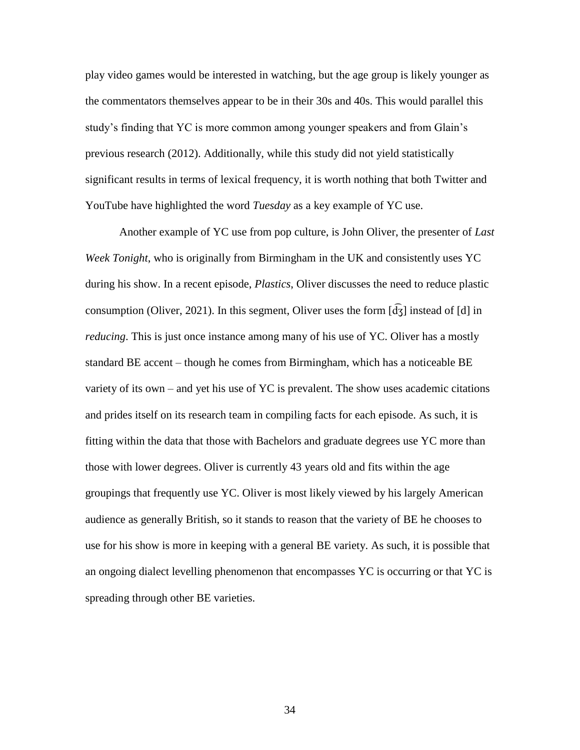play video games would be interested in watching, but the age group is likely younger as the commentators themselves appear to be in their 30s and 40s. This would parallel this study's finding that YC is more common among younger speakers and from Glain's previous research (2012). Additionally, while this study did not yield statistically significant results in terms of lexical frequency, it is worth nothing that both Twitter and YouTube have highlighted the word *Tuesday* as a key example of YC use.

Another example of YC use from pop culture, is John Oliver, the presenter of *Last Week Tonight*, who is originally from Birmingham in the UK and consistently uses YC during his show. In a recent episode, *Plastics*, Oliver discusses the need to reduce plastic consumption (Oliver, 2021). In this segment, Oliver uses the form [d͡ʒ] instead of [d] in *reducing*. This is just once instance among many of his use of YC. Oliver has a mostly standard BE accent – though he comes from Birmingham, which has a noticeable BE variety of its own – and yet his use of YC is prevalent. The show uses academic citations and prides itself on its research team in compiling facts for each episode. As such, it is fitting within the data that those with Bachelors and graduate degrees use YC more than those with lower degrees. Oliver is currently 43 years old and fits within the age groupings that frequently use YC. Oliver is most likely viewed by his largely American audience as generally British, so it stands to reason that the variety of BE he chooses to use for his show is more in keeping with a general BE variety. As such, it is possible that an ongoing dialect levelling phenomenon that encompasses YC is occurring or that YC is spreading through other BE varieties.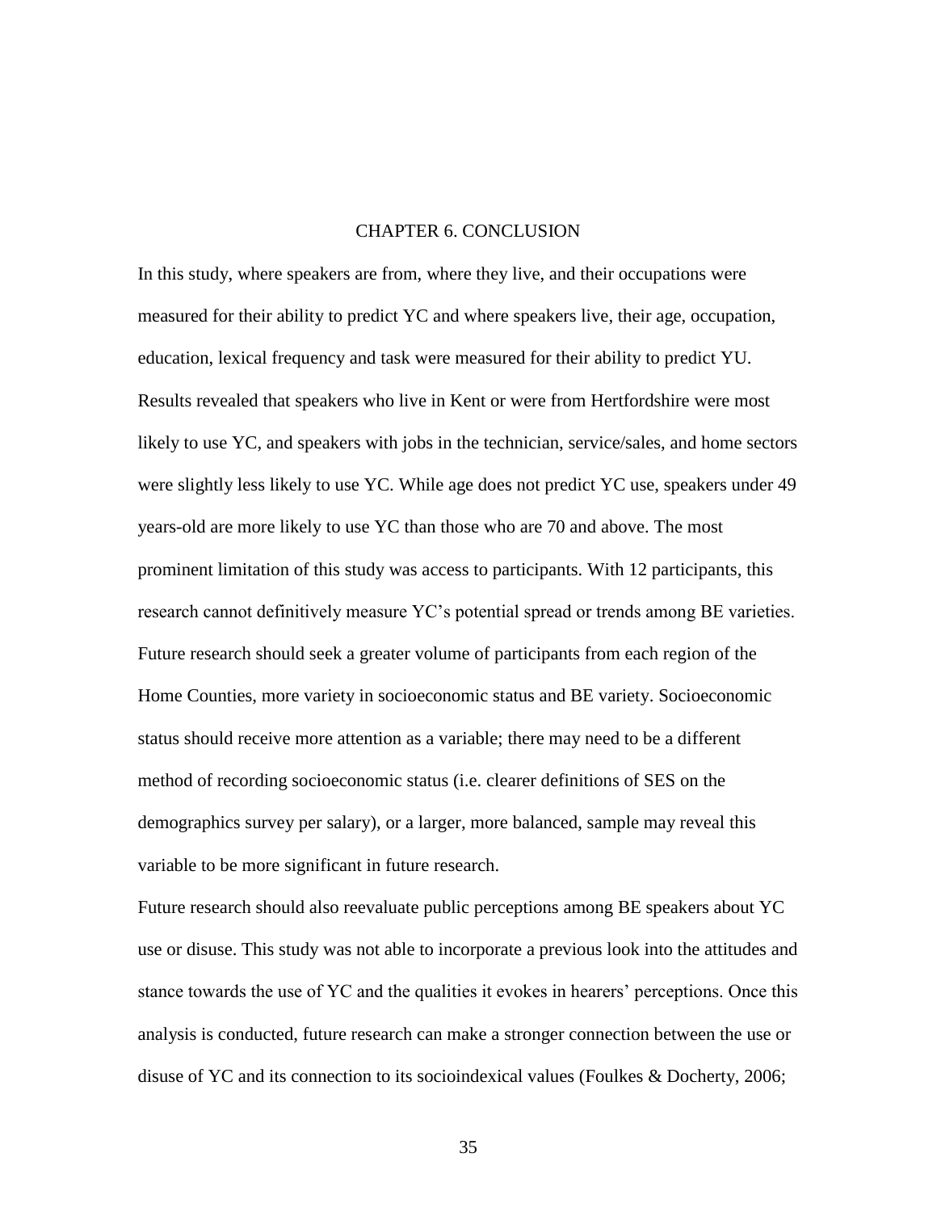# CHAPTER 6. CONCLUSION

In this study, where speakers are from, where they live, and their occupations were measured for their ability to predict YC and where speakers live, their age, occupation, education, lexical frequency and task were measured for their ability to predict YU. Results revealed that speakers who live in Kent or were from Hertfordshire were most likely to use YC, and speakers with jobs in the technician, service/sales, and home sectors were slightly less likely to use YC. While age does not predict YC use, speakers under 49 years-old are more likely to use YC than those who are 70 and above. The most prominent limitation of this study was access to participants. With 12 participants, this research cannot definitively measure YC's potential spread or trends among BE varieties. Future research should seek a greater volume of participants from each region of the Home Counties, more variety in socioeconomic status and BE variety. Socioeconomic status should receive more attention as a variable; there may need to be a different method of recording socioeconomic status (i.e. clearer definitions of SES on the demographics survey per salary), or a larger, more balanced, sample may reveal this variable to be more significant in future research.

Future research should also reevaluate public perceptions among BE speakers about YC use or disuse. This study was not able to incorporate a previous look into the attitudes and stance towards the use of YC and the qualities it evokes in hearers' perceptions. Once this analysis is conducted, future research can make a stronger connection between the use or disuse of YC and its connection to its socioindexical values (Foulkes & Docherty, 2006;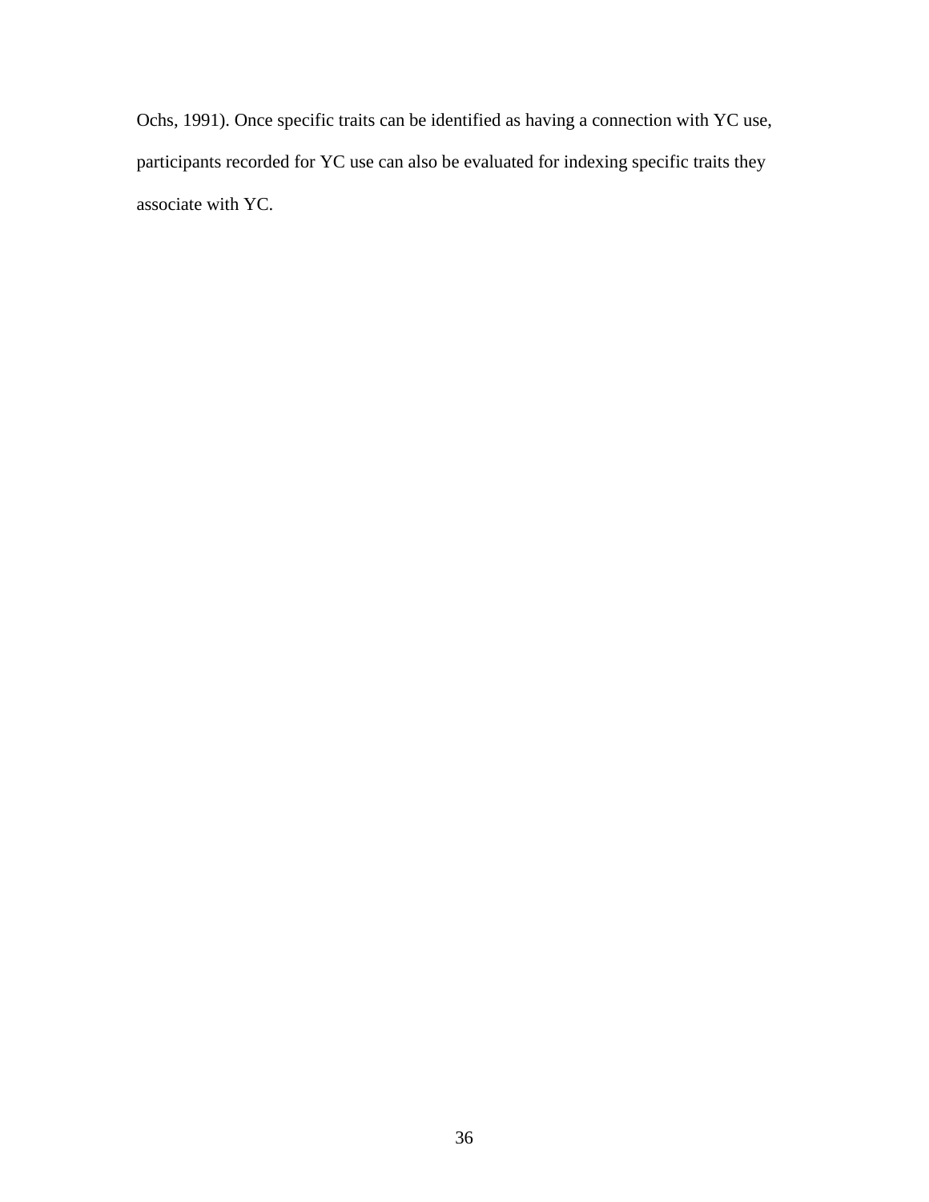Ochs, 1991). Once specific traits can be identified as having a connection with YC use, participants recorded for YC use can also be evaluated for indexing specific traits they associate with YC.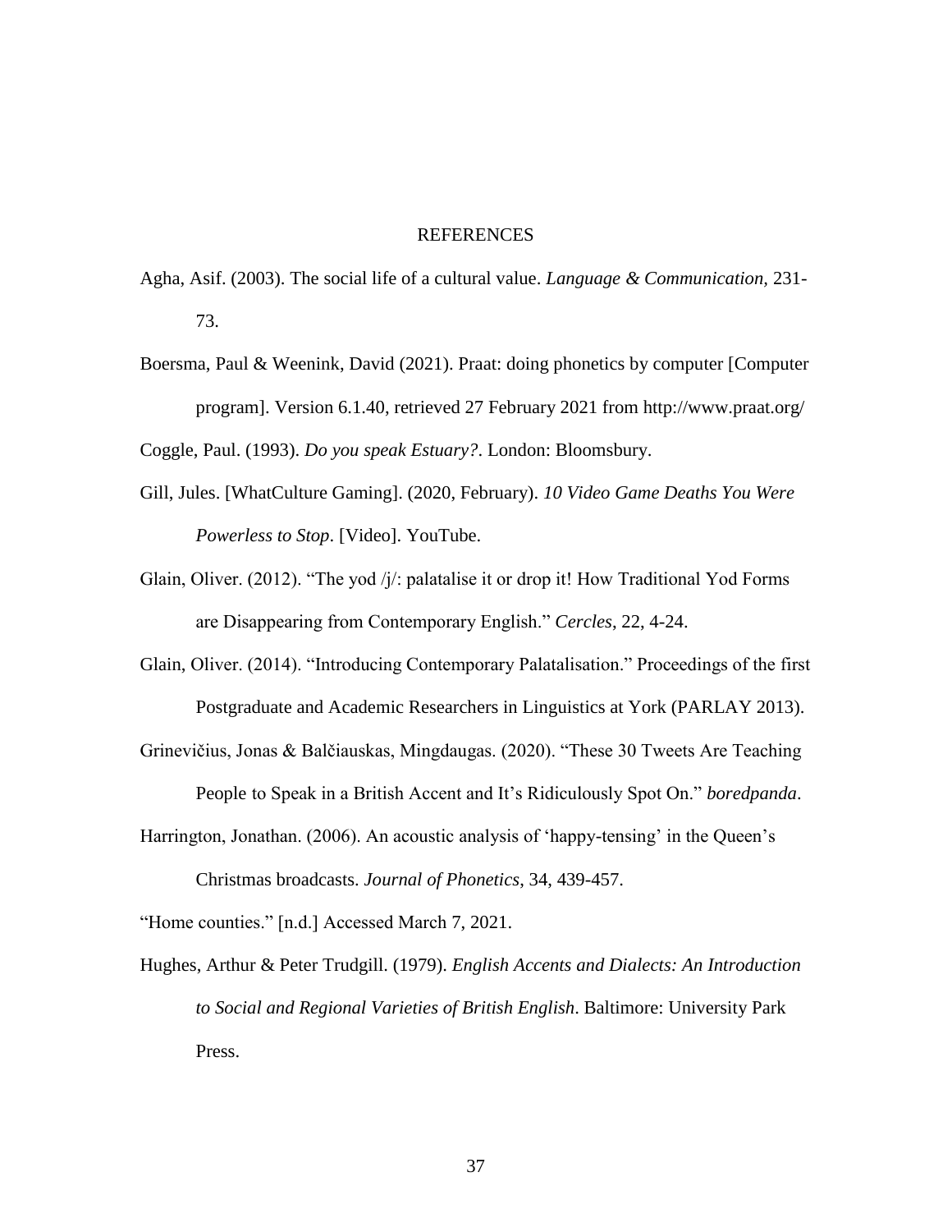# REFERENCES

Agha, Asif. (2003). The social life of a cultural value. *Language & Communication*, 231-73.

Boersma, Paul & Weenink, David (2021). Praat: doing phonetics by computer [Computer program]. Version 6.1.40, retrieved 27 February 2021 from http://www.praat.org/

Coggle, Paul. (1993). *Do you speak Estuary?*. London: Bloomsbury.

Gill, Jules. [WhatCulture Gaming]. (2020, February). *10 Video Game Deaths You Were Powerless to Stop*. [Video]. YouTube.

Glain, Oliver. (2012). "The yod /j/: palatalise it or drop it! How Traditional Yod Forms are Disappearing from Contemporary English." *Cercles*, 22, 4-24.

Glain, Oliver. (2014). "Introducing Contemporary Palatalisation." Proceedings of the first Postgraduate and Academic Researchers in Linguistics at York (PARLAY 2013).

Grinevičius, Jonas & Balčiauskas, Mingdaugas. (2020). "These 30 Tweets Are Teaching People to Speak in a British Accent and It's Ridiculously Spot On." *boredpanda*.

Harrington, Jonathan. (2006). An acoustic analysis of 'happy-tensing' in the Queen's Christmas broadcasts. *Journal of Phonetics*, 34, 439-457.

"Home counties." [n.d.] Accessed March 7, 2021.

Hughes, Arthur & Peter Trudgill. (1979). *English Accents and Dialects: An Introduction to Social and Regional Varieties of British English*. Baltimore: University Park Press.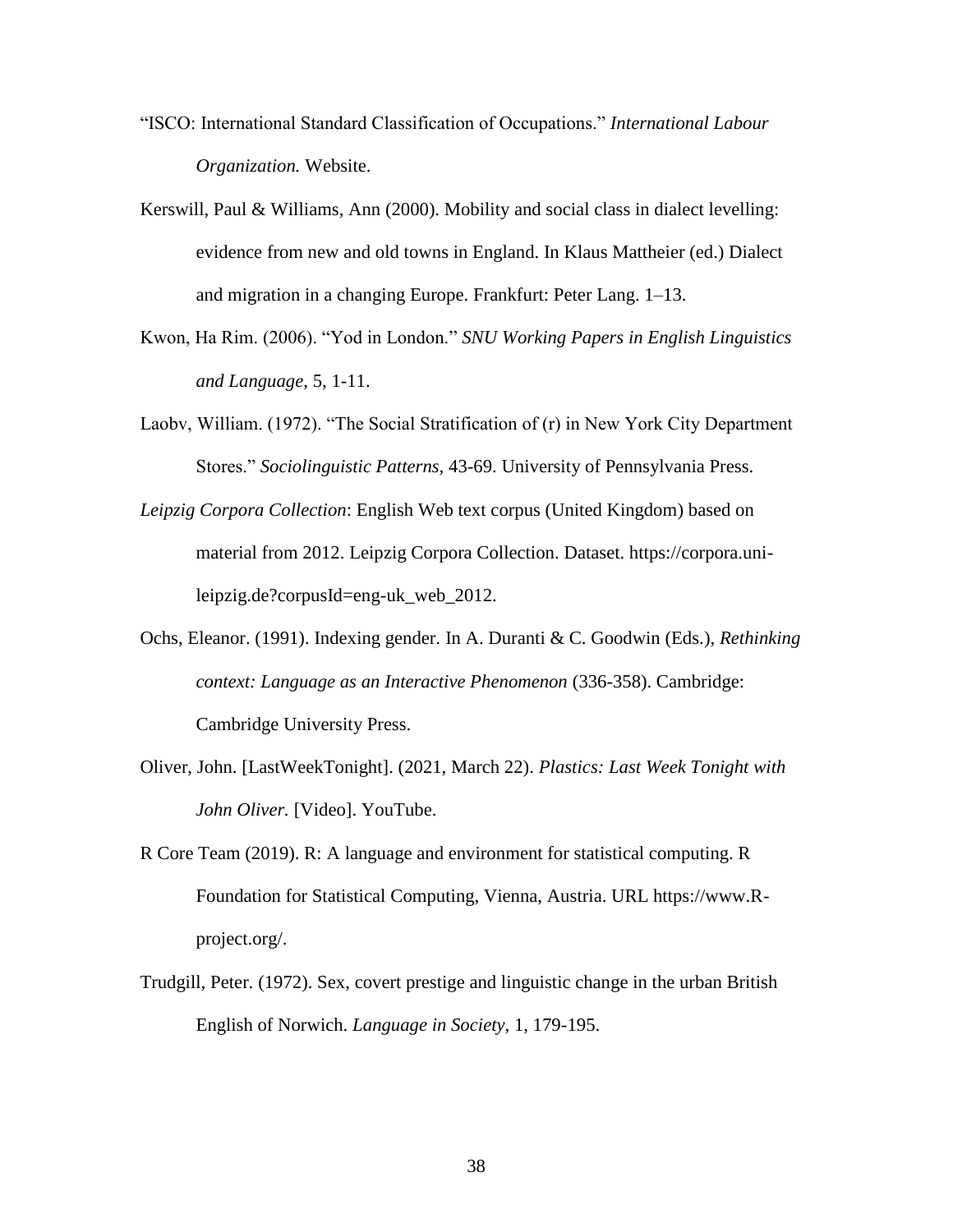“ISCO: International Standard Classification of Occupations.” *International Labour Organization.* Website.

Kerswill, Paul & Williams, Ann (2000). Mobility and social class in dialect levelling: evidence from new and old towns in England. In Klaus Mattheier (ed.) Dialect and migration in a changing Europe. Frankfurt: Peter Lang. 1–13.

Kwon, Ha Rim. (2006). “Yod in London.” *SNU Working Papers in English Linguistics and Language*, 5, 1-11.

Laobv, William. (1972). “The Social Stratification of (r) in New York City Department Stores.” *Sociolinguistic Patterns*, 43-69. University of Pennsylvania Press.

*Leipzig Corpora Collection*: English Web text corpus (United Kingdom) based on material from 2012. Leipzig Corpora Collection. Dataset. https://corpora.uni-leipzig.de?corpusId=eng-uk_web_2012.

Ochs, Eleanor. (1991). Indexing gender. In A. Duranti & C. Goodwin (Eds.), *Rethinking context: Language as an Interactive Phenomenon* (336-358). Cambridge: Cambridge University Press.

Oliver, John. [LastWeekTonight]. (2021, March 22). *Plastics: Last Week Tonight with John Oliver.* [Video]. YouTube.

R Core Team (2019). R: A language and environment for statistical computing. R Foundation for Statistical Computing, Vienna, Austria. URL https://www.R-project.org/.

Trudgill, Peter. (1972). Sex, covert prestige and linguistic change in the urban British English of Norwich. *Language in Society*, 1, 179-195.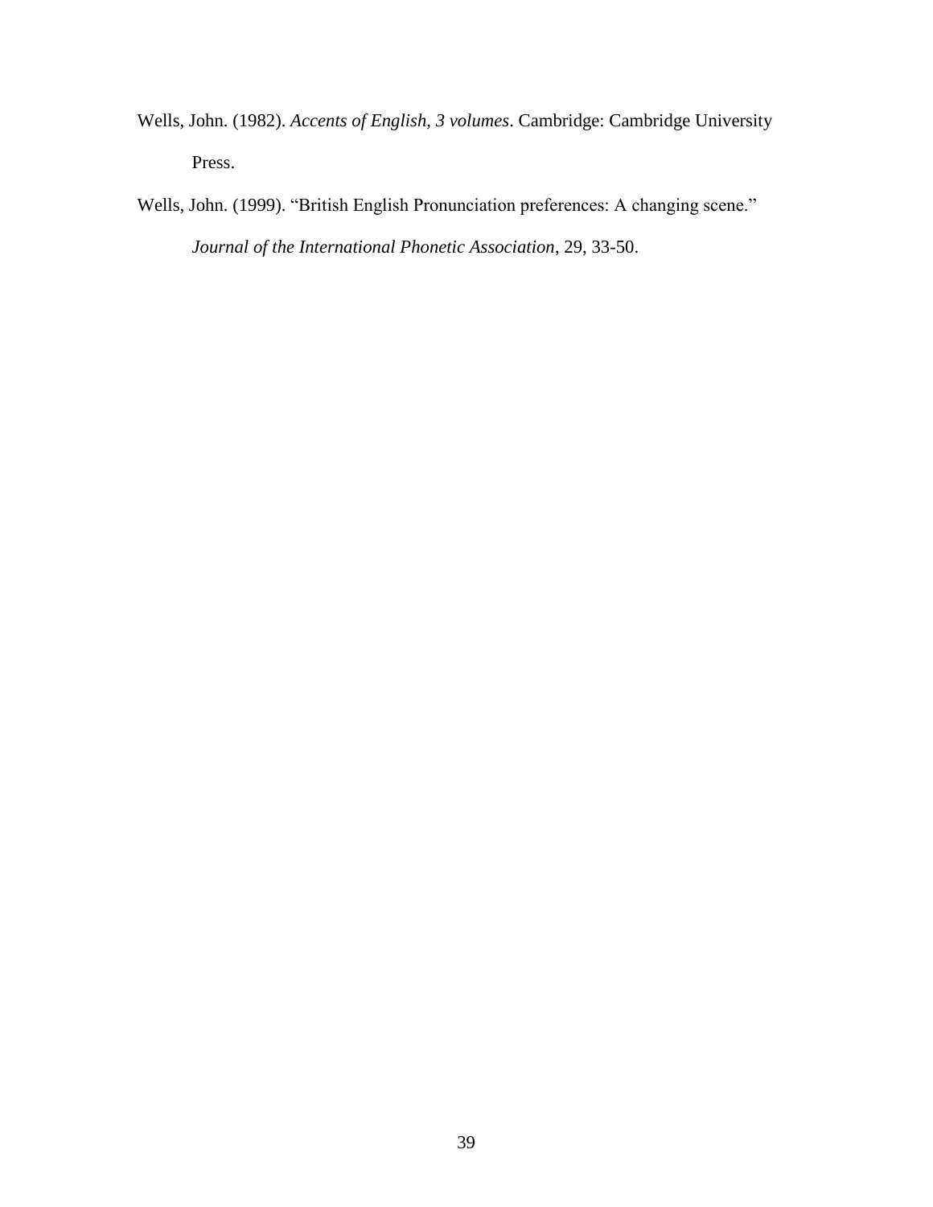Wells, John. (1982). *Accents of English, 3 volumes*. Cambridge: Cambridge University Press.

Wells, John. (1999). "British English Pronunciation preferences: A changing scene." *Journal of the International Phonetic Association*, 29, 33-50.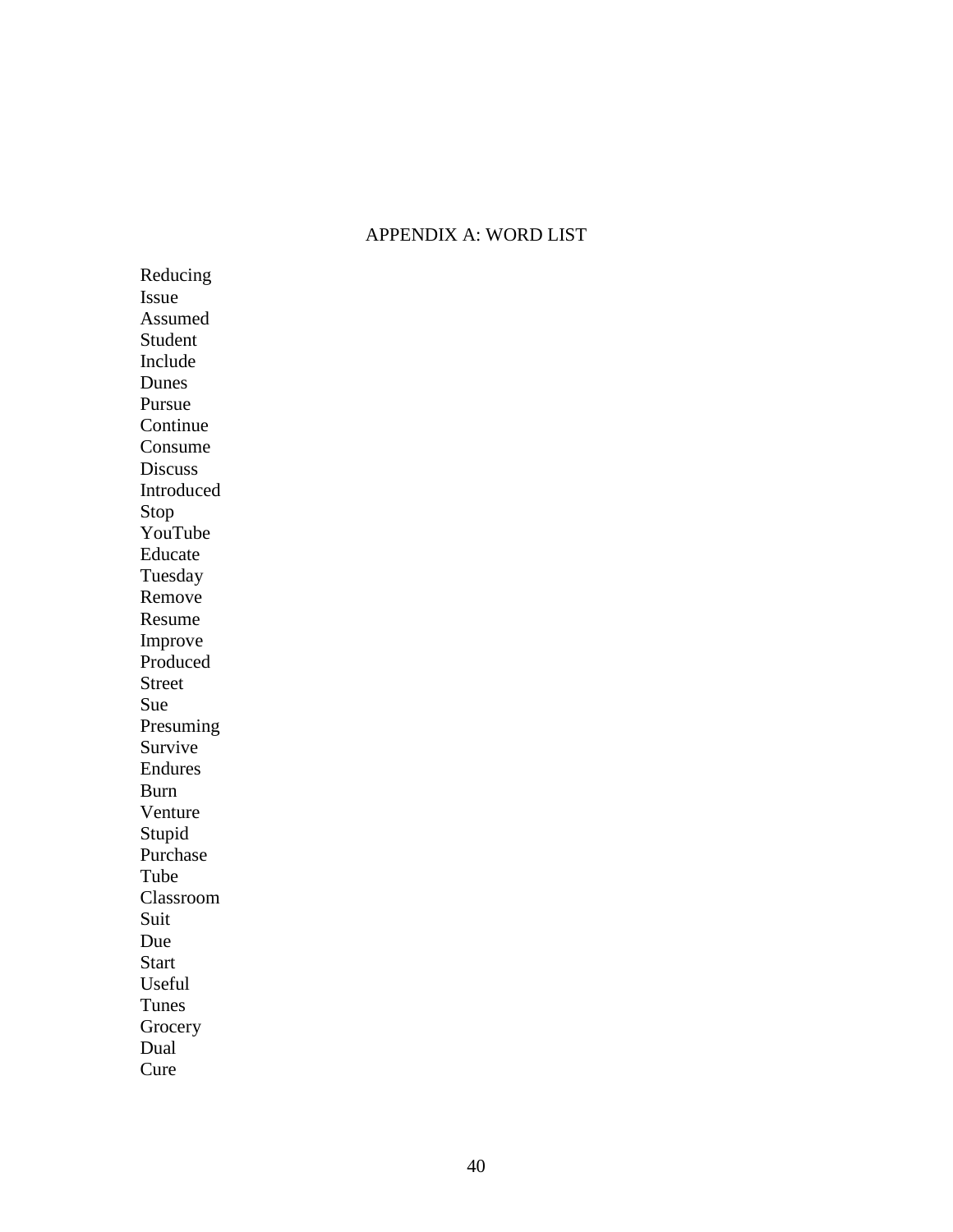# APPENDIX A: WORD LIST

Reducing
Issue
Assumed
Student
Include
Dunes
Pursue
Continue
Consume
Discuss
Introduced
Stop
YouTube
Educate
Tuesday
Remove
Resume
Improve
Produced
Street
Sue
Presuming
Survive
Endures
Burn
Venture
Stupid
Purchase
Tube
Classroom
Suit
Due
Start
Useful
Tunes
Grocery
Dual
Cure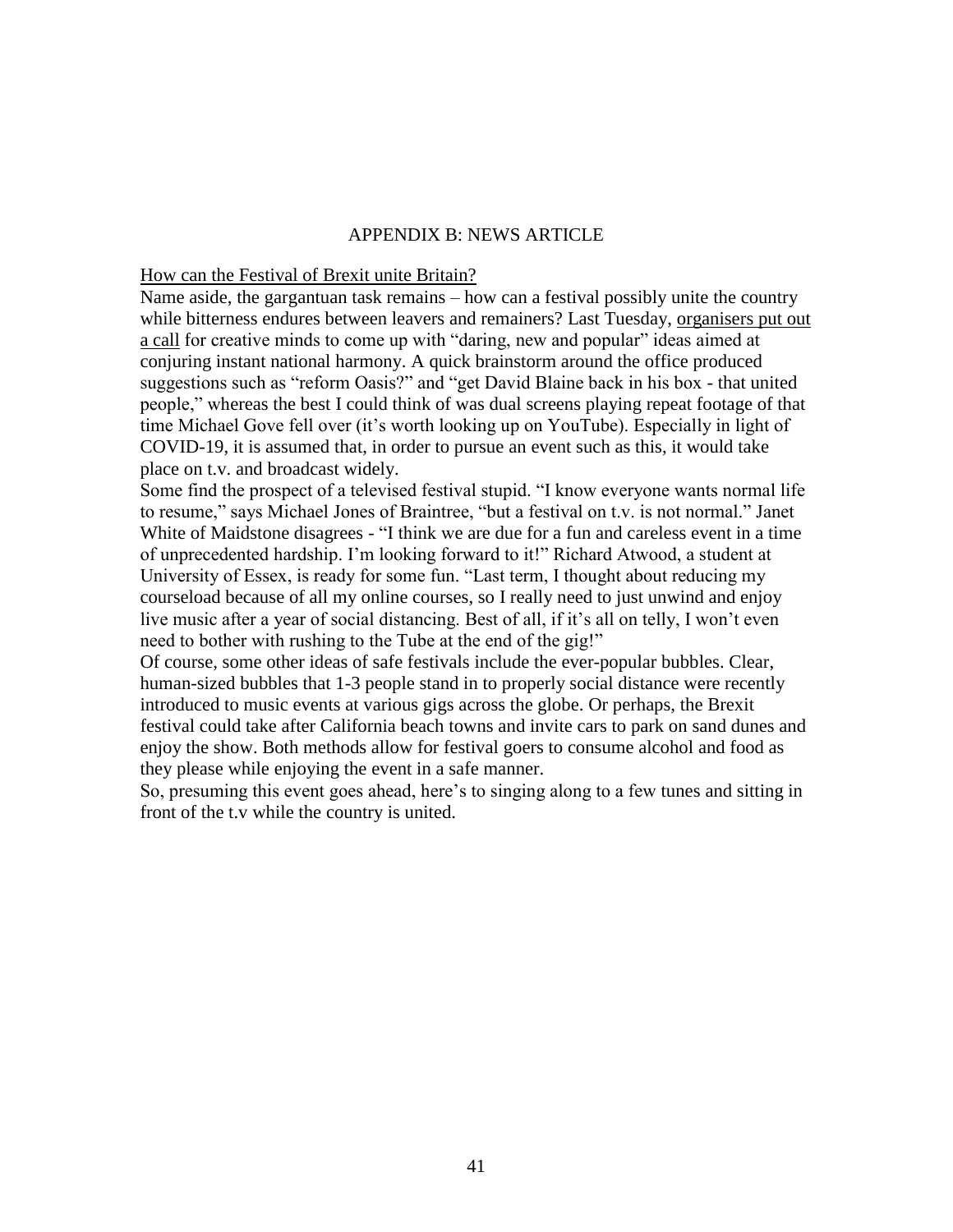## APPENDIX B: NEWS ARTICLE

How can the Festival of Brexit unite Britain?

Name aside, the gargantuan task remains – how can a festival possibly unite the country while bitterness endures between leavers and remainers? Last Tuesday, organisers put out a call for creative minds to come up with "daring, new and popular" ideas aimed at conjuring instant national harmony. A quick brainstorm around the office produced suggestions such as "reform Oasis?" and "get David Blaine back in his box - that united people," whereas the best I could think of was dual screens playing repeat footage of that time Michael Gove fell over (it's worth looking up on YouTube). Especially in light of COVID-19, it is assumed that, in order to pursue an event such as this, it would take place on t.v. and broadcast widely.

Some find the prospect of a televised festival stupid. "I know everyone wants normal life to resume," says Michael Jones of Braintree, "but a festival on t.v. is not normal." Janet White of Maidstone disagrees - "I think we are due for a fun and careless event in a time of unprecedented hardship. I'm looking forward to it!" Richard Atwood, a student at University of Essex, is ready for some fun. "Last term, I thought about reducing my courseload because of all my online courses, so I really need to just unwind and enjoy live music after a year of social distancing. Best of all, if it's all on telly, I won't even need to bother with rushing to the Tube at the end of the gig!"

Of course, some other ideas of safe festivals include the ever-popular bubbles. Clear, human-sized bubbles that 1-3 people stand in to properly social distance were recently introduced to music events at various gigs across the globe. Or perhaps, the Brexit festival could take after California beach towns and invite cars to park on sand dunes and enjoy the show. Both methods allow for festival goers to consume alcohol and food as they please while enjoying the event in a safe manner.

So, presuming this event goes ahead, here's to singing along to a few tunes and sitting in front of the t.v while the country is united.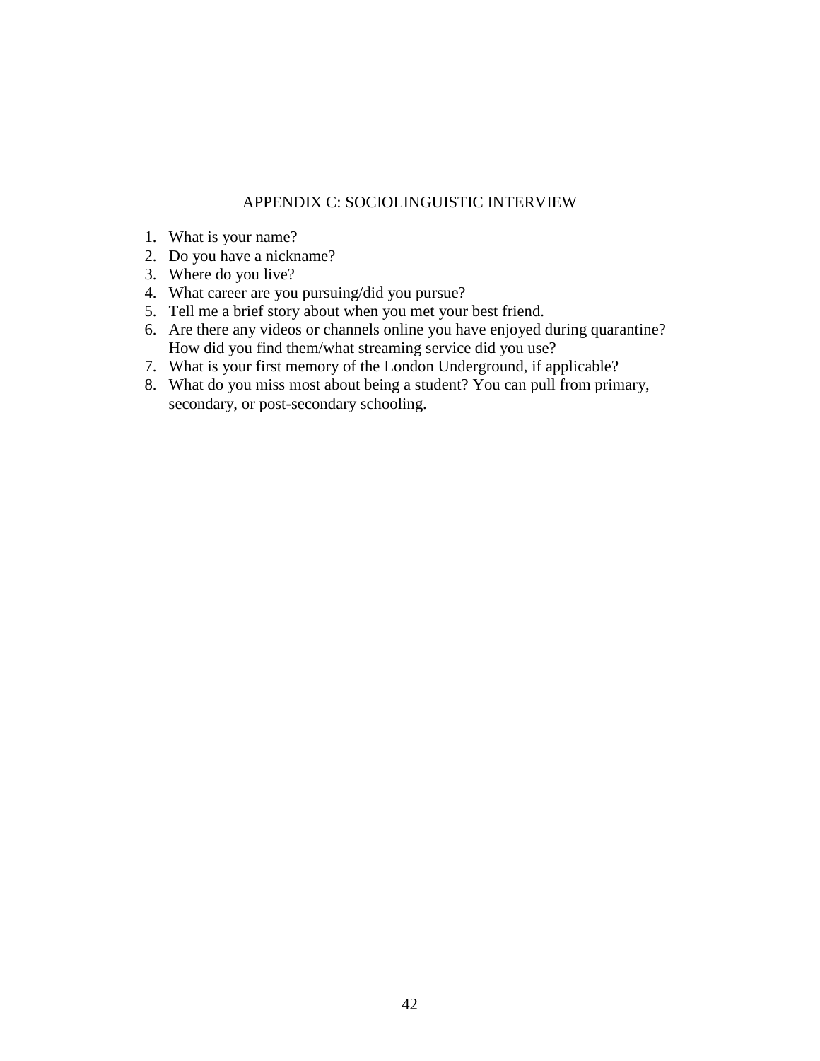# APPENDIX C: SOCIOLINGUISTIC INTERVIEW

1. What is your name?
2. Do you have a nickname?
3. Where do you live?
4. What career are you pursuing/did you pursue?
5. Tell me a brief story about when you met your best friend.
6. Are there any videos or channels online you have enjoyed during quarantine? How did you find them/what streaming service did you use?
7. What is your first memory of the London Underground, if applicable?
8. What do you miss most about being a student? You can pull from primary, secondary, or post-secondary schooling.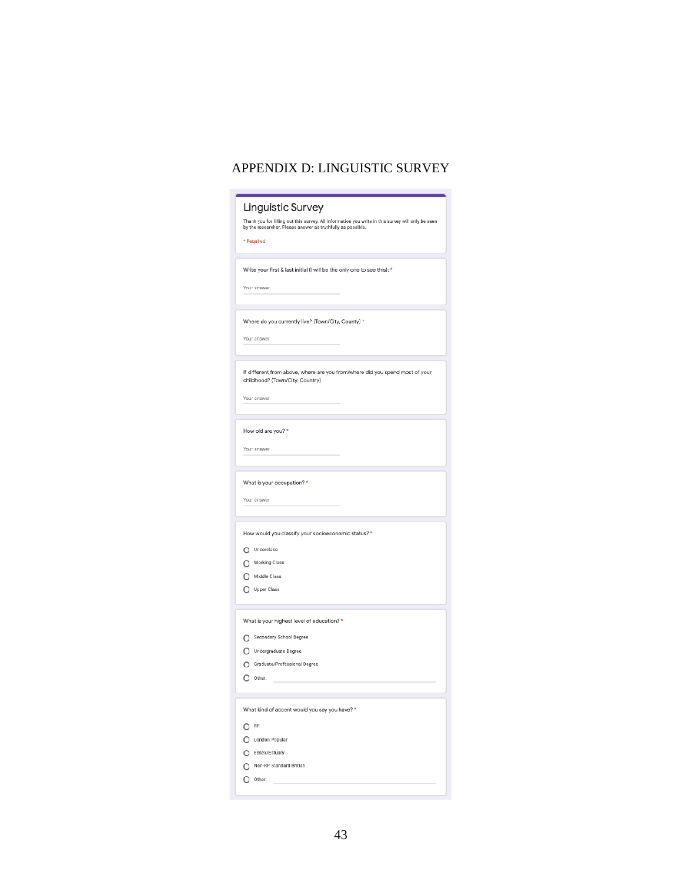# APPENDIX D: LINGUISTIC SURVEY

## Linguistic Survey

Thank you for filling out this survey. All information you write in this survey will only be seen by the researcher. Please answer as truthfully as possible.

\* Required

Write your first & last initial (I will be the only one to see this): *

Your answer

Where do you currently live? (Town/City, County) *

Your answer

If different from above, where are you from/where did you spend most of your childhood? (Town/City, Country)

Your answer

How old are you? *

Your answer

What is your occupation? *

Your answer

How would you classify your socioeconomic status? *

- Underclass
- Working Class
- Middle Class
- Upper Class

What is your highest level of education? *

- Secondary School Degree
- Undergraduate Degree
- Graduate/Professional Degree
- Other:

What kind of accent would you say you have? *

- RP
- London Popular
- Essex/Estuary
- Non-RP Standard British
- Other: